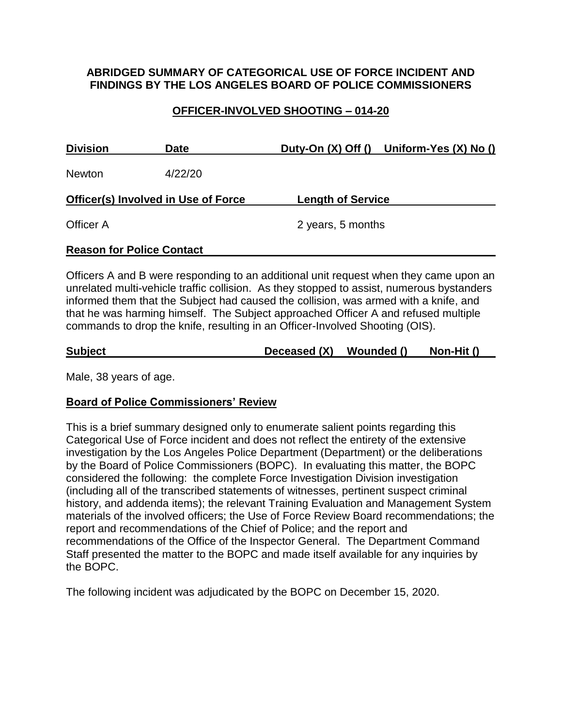**ABRIDGED SUMMARY OF CATEGORICAL USE OF FORCE INCIDENT AND FINDINGS BY THE LOS ANGELES BOARD OF POLICE COMMISSIONERS**

**OFFICER-INVOLVED SHOOTING – 014-20**

| Division | Date | Duty-On (X) Off () | Uniform-Yes (X) No () |
|---|---|---|---|
| Newton | 4/22/20 | | |

| Officer(s) Involved in Use of Force | Length of Service |
|---|---|
| Officer A | 2 years, 5 months |

**Reason for Police Contact**

Officers A and B were responding to an additional unit request when they came upon an unrelated multi-vehicle traffic collision. As they stopped to assist, numerous bystanders informed them that the Subject had caused the collision, was armed with a knife, and that he was harming himself. The Subject approached Officer A and refused multiple commands to drop the knife, resulting in an Officer-Involved Shooting (OIS).

| Subject | Deceased (X) | Wounded () | Non-Hit () |
|---|---|---|---|

Male, 38 years of age.

**Board of Police Commissioners' Review**

This is a brief summary designed only to enumerate salient points regarding this Categorical Use of Force incident and does not reflect the entirety of the extensive investigation by the Los Angeles Police Department (Department) or the deliberations by the Board of Police Commissioners (BOPC). In evaluating this matter, the BOPC considered the following: the complete Force Investigation Division investigation (including all of the transcribed statements of witnesses, pertinent suspect criminal history, and addenda items); the relevant Training Evaluation and Management System materials of the involved officers; the Use of Force Review Board recommendations; the report and recommendations of the Chief of Police; and the report and recommendations of the Office of the Inspector General. The Department Command Staff presented the matter to the BOPC and made itself available for any inquiries by the BOPC.

The following incident was adjudicated by the BOPC on December 15, 2020.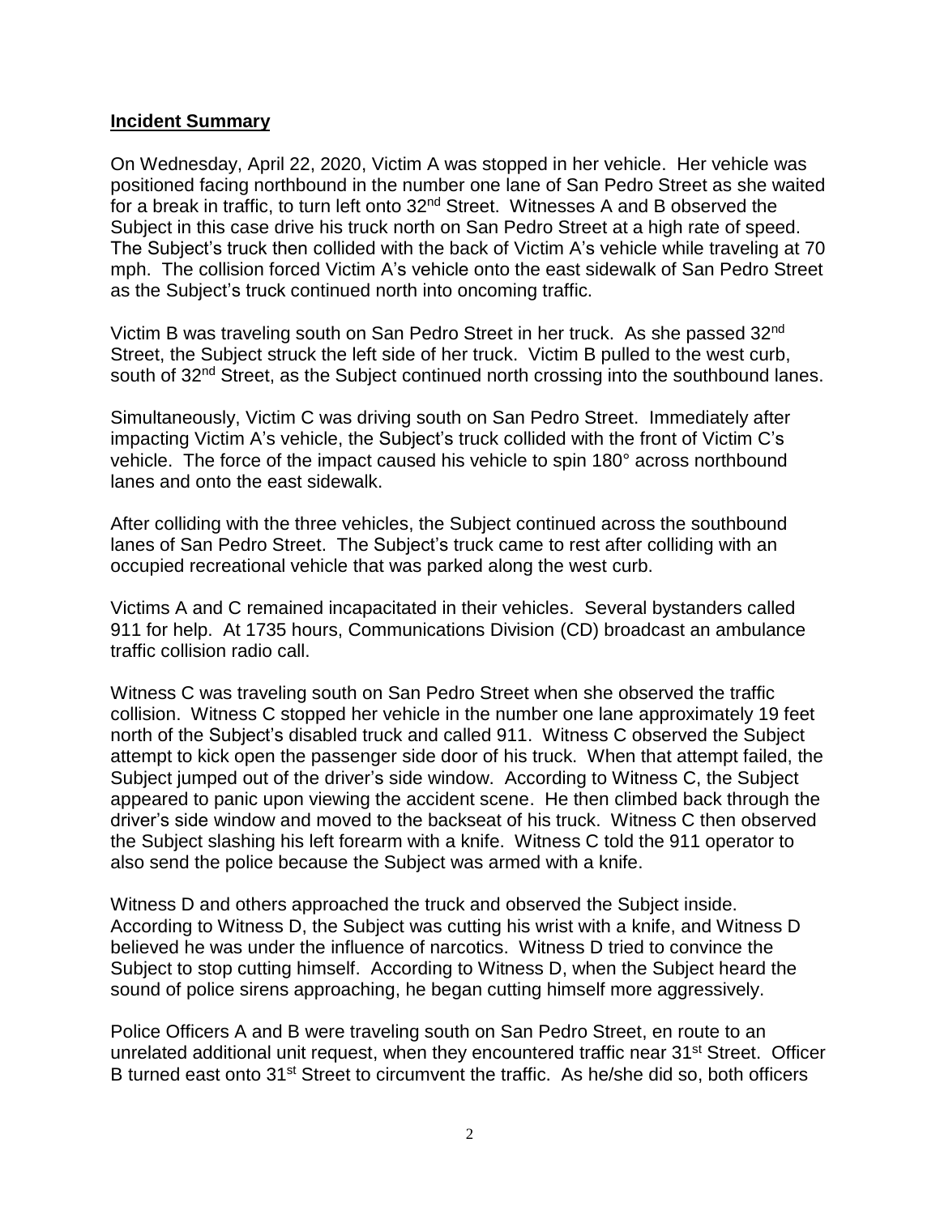**Incident Summary**

On Wednesday, April 22, 2020, Victim A was stopped in her vehicle. Her vehicle was positioned facing northbound in the number one lane of San Pedro Street as she waited for a break in traffic, to turn left onto 32nd Street. Witnesses A and B observed the Subject in this case drive his truck north on San Pedro Street at a high rate of speed. The Subject's truck then collided with the back of Victim A's vehicle while traveling at 70 mph. The collision forced Victim A's vehicle onto the east sidewalk of San Pedro Street as the Subject's truck continued north into oncoming traffic.

Victim B was traveling south on San Pedro Street in her truck. As she passed 32nd Street, the Subject struck the left side of her truck. Victim B pulled to the west curb, south of 32nd Street, as the Subject continued north crossing into the southbound lanes.

Simultaneously, Victim C was driving south on San Pedro Street. Immediately after impacting Victim A's vehicle, the Subject's truck collided with the front of Victim C's vehicle. The force of the impact caused his vehicle to spin 180° across northbound lanes and onto the east sidewalk.

After colliding with the three vehicles, the Subject continued across the southbound lanes of San Pedro Street. The Subject's truck came to rest after colliding with an occupied recreational vehicle that was parked along the west curb.

Victims A and C remained incapacitated in their vehicles. Several bystanders called 911 for help. At 1735 hours, Communications Division (CD) broadcast an ambulance traffic collision radio call.

Witness C was traveling south on San Pedro Street when she observed the traffic collision. Witness C stopped her vehicle in the number one lane approximately 19 feet north of the Subject's disabled truck and called 911. Witness C observed the Subject attempt to kick open the passenger side door of his truck. When that attempt failed, the Subject jumped out of the driver's side window. According to Witness C, the Subject appeared to panic upon viewing the accident scene. He then climbed back through the driver's side window and moved to the backseat of his truck. Witness C then observed the Subject slashing his left forearm with a knife. Witness C told the 911 operator to also send the police because the Subject was armed with a knife.

Witness D and others approached the truck and observed the Subject inside. According to Witness D, the Subject was cutting his wrist with a knife, and Witness D believed he was under the influence of narcotics. Witness D tried to convince the Subject to stop cutting himself. According to Witness D, when the Subject heard the sound of police sirens approaching, he began cutting himself more aggressively.

Police Officers A and B were traveling south on San Pedro Street, en route to an unrelated additional unit request, when they encountered traffic near 31st Street. Officer B turned east onto 31st Street to circumvent the traffic. As he/she did so, both officers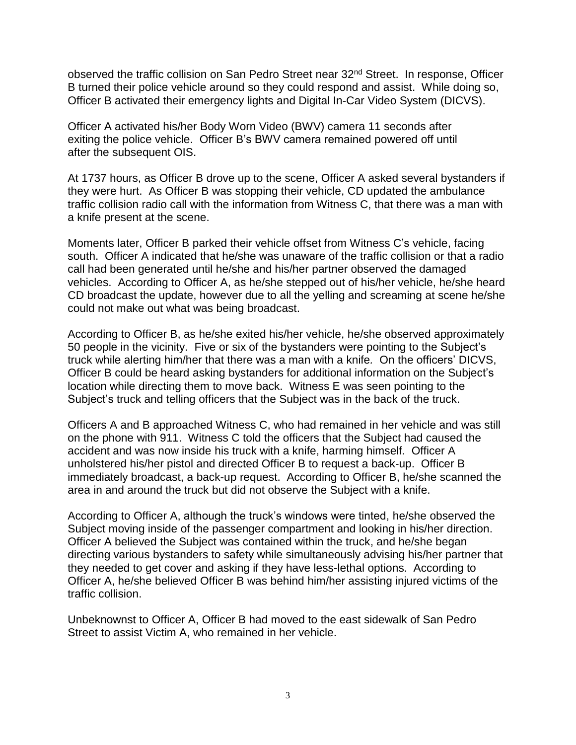observed the traffic collision on San Pedro Street near 32nd Street. In response, Officer B turned their police vehicle around so they could respond and assist. While doing so, Officer B activated their emergency lights and Digital In-Car Video System (DICVS).

Officer A activated his/her Body Worn Video (BWV) camera 11 seconds after exiting the police vehicle. Officer B's BWV camera remained powered off until after the subsequent OIS.

At 1737 hours, as Officer B drove up to the scene, Officer A asked several bystanders if they were hurt. As Officer B was stopping their vehicle, CD updated the ambulance traffic collision radio call with the information from Witness C, that there was a man with a knife present at the scene.

Moments later, Officer B parked their vehicle offset from Witness C's vehicle, facing south. Officer A indicated that he/she was unaware of the traffic collision or that a radio call had been generated until he/she and his/her partner observed the damaged vehicles. According to Officer A, as he/she stepped out of his/her vehicle, he/she heard CD broadcast the update, however due to all the yelling and screaming at scene he/she could not make out what was being broadcast.

According to Officer B, as he/she exited his/her vehicle, he/she observed approximately 50 people in the vicinity. Five or six of the bystanders were pointing to the Subject's truck while alerting him/her that there was a man with a knife. On the officers' DICVS, Officer B could be heard asking bystanders for additional information on the Subject's location while directing them to move back. Witness E was seen pointing to the Subject's truck and telling officers that the Subject was in the back of the truck.

Officers A and B approached Witness C, who had remained in her vehicle and was still on the phone with 911. Witness C told the officers that the Subject had caused the accident and was now inside his truck with a knife, harming himself. Officer A unholstered his/her pistol and directed Officer B to request a back-up. Officer B immediately broadcast, a back-up request. According to Officer B, he/she scanned the area in and around the truck but did not observe the Subject with a knife.

According to Officer A, although the truck's windows were tinted, he/she observed the Subject moving inside of the passenger compartment and looking in his/her direction. Officer A believed the Subject was contained within the truck, and he/she began directing various bystanders to safety while simultaneously advising his/her partner that they needed to get cover and asking if they have less-lethal options. According to Officer A, he/she believed Officer B was behind him/her assisting injured victims of the traffic collision.

Unbeknownst to Officer A, Officer B had moved to the east sidewalk of San Pedro Street to assist Victim A, who remained in her vehicle.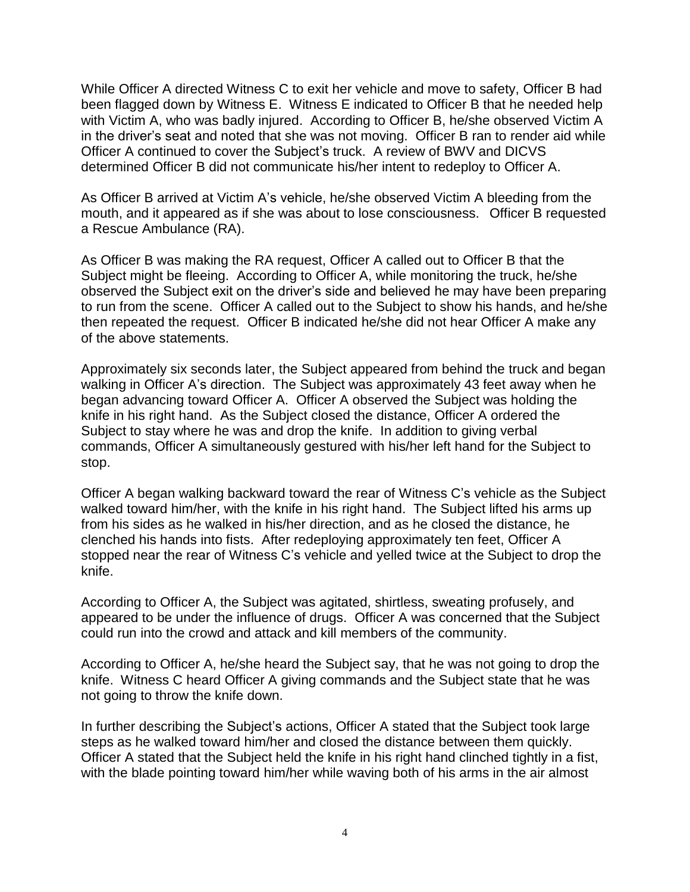While Officer A directed Witness C to exit her vehicle and move to safety, Officer B had been flagged down by Witness E. Witness E indicated to Officer B that he needed help with Victim A, who was badly injured. According to Officer B, he/she observed Victim A in the driver's seat and noted that she was not moving. Officer B ran to render aid while Officer A continued to cover the Subject's truck. A review of BWV and DICVS determined Officer B did not communicate his/her intent to redeploy to Officer A.

As Officer B arrived at Victim A's vehicle, he/she observed Victim A bleeding from the mouth, and it appeared as if she was about to lose consciousness. Officer B requested a Rescue Ambulance (RA).

As Officer B was making the RA request, Officer A called out to Officer B that the Subject might be fleeing. According to Officer A, while monitoring the truck, he/she observed the Subject exit on the driver's side and believed he may have been preparing to run from the scene. Officer A called out to the Subject to show his hands, and he/she then repeated the request. Officer B indicated he/she did not hear Officer A make any of the above statements.

Approximately six seconds later, the Subject appeared from behind the truck and began walking in Officer A's direction. The Subject was approximately 43 feet away when he began advancing toward Officer A. Officer A observed the Subject was holding the knife in his right hand. As the Subject closed the distance, Officer A ordered the Subject to stay where he was and drop the knife. In addition to giving verbal commands, Officer A simultaneously gestured with his/her left hand for the Subject to stop.

Officer A began walking backward toward the rear of Witness C's vehicle as the Subject walked toward him/her, with the knife in his right hand. The Subject lifted his arms up from his sides as he walked in his/her direction, and as he closed the distance, he clenched his hands into fists. After redeploying approximately ten feet, Officer A stopped near the rear of Witness C's vehicle and yelled twice at the Subject to drop the knife.

According to Officer A, the Subject was agitated, shirtless, sweating profusely, and appeared to be under the influence of drugs. Officer A was concerned that the Subject could run into the crowd and attack and kill members of the community.

According to Officer A, he/she heard the Subject say, that he was not going to drop the knife. Witness C heard Officer A giving commands and the Subject state that he was not going to throw the knife down.

In further describing the Subject's actions, Officer A stated that the Subject took large steps as he walked toward him/her and closed the distance between them quickly. Officer A stated that the Subject held the knife in his right hand clinched tightly in a fist, with the blade pointing toward him/her while waving both of his arms in the air almost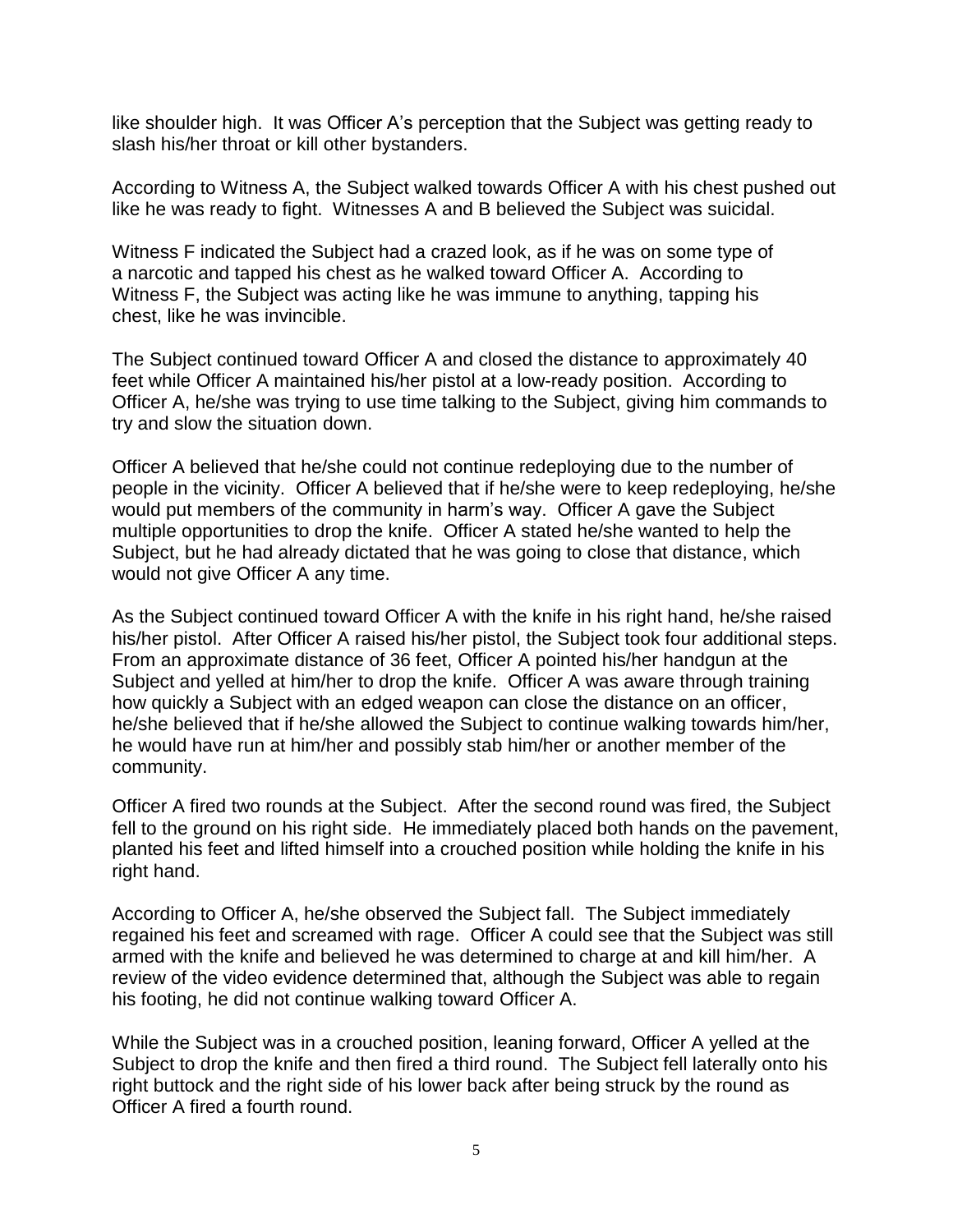like shoulder high. It was Officer A's perception that the Subject was getting ready to slash his/her throat or kill other bystanders.

According to Witness A, the Subject walked towards Officer A with his chest pushed out like he was ready to fight. Witnesses A and B believed the Subject was suicidal.

Witness F indicated the Subject had a crazed look, as if he was on some type of a narcotic and tapped his chest as he walked toward Officer A. According to Witness F, the Subject was acting like he was immune to anything, tapping his chest, like he was invincible.

The Subject continued toward Officer A and closed the distance to approximately 40 feet while Officer A maintained his/her pistol at a low-ready position. According to Officer A, he/she was trying to use time talking to the Subject, giving him commands to try and slow the situation down.

Officer A believed that he/she could not continue redeploying due to the number of people in the vicinity. Officer A believed that if he/she were to keep redeploying, he/she would put members of the community in harm's way. Officer A gave the Subject multiple opportunities to drop the knife. Officer A stated he/she wanted to help the Subject, but he had already dictated that he was going to close that distance, which would not give Officer A any time.

As the Subject continued toward Officer A with the knife in his right hand, he/she raised his/her pistol. After Officer A raised his/her pistol, the Subject took four additional steps. From an approximate distance of 36 feet, Officer A pointed his/her handgun at the Subject and yelled at him/her to drop the knife. Officer A was aware through training how quickly a Subject with an edged weapon can close the distance on an officer, he/she believed that if he/she allowed the Subject to continue walking towards him/her, he would have run at him/her and possibly stab him/her or another member of the community.

Officer A fired two rounds at the Subject. After the second round was fired, the Subject fell to the ground on his right side. He immediately placed both hands on the pavement, planted his feet and lifted himself into a crouched position while holding the knife in his right hand.

According to Officer A, he/she observed the Subject fall. The Subject immediately regained his feet and screamed with rage. Officer A could see that the Subject was still armed with the knife and believed he was determined to charge at and kill him/her. A review of the video evidence determined that, although the Subject was able to regain his footing, he did not continue walking toward Officer A.

While the Subject was in a crouched position, leaning forward, Officer A yelled at the Subject to drop the knife and then fired a third round. The Subject fell laterally onto his right buttock and the right side of his lower back after being struck by the round as Officer A fired a fourth round.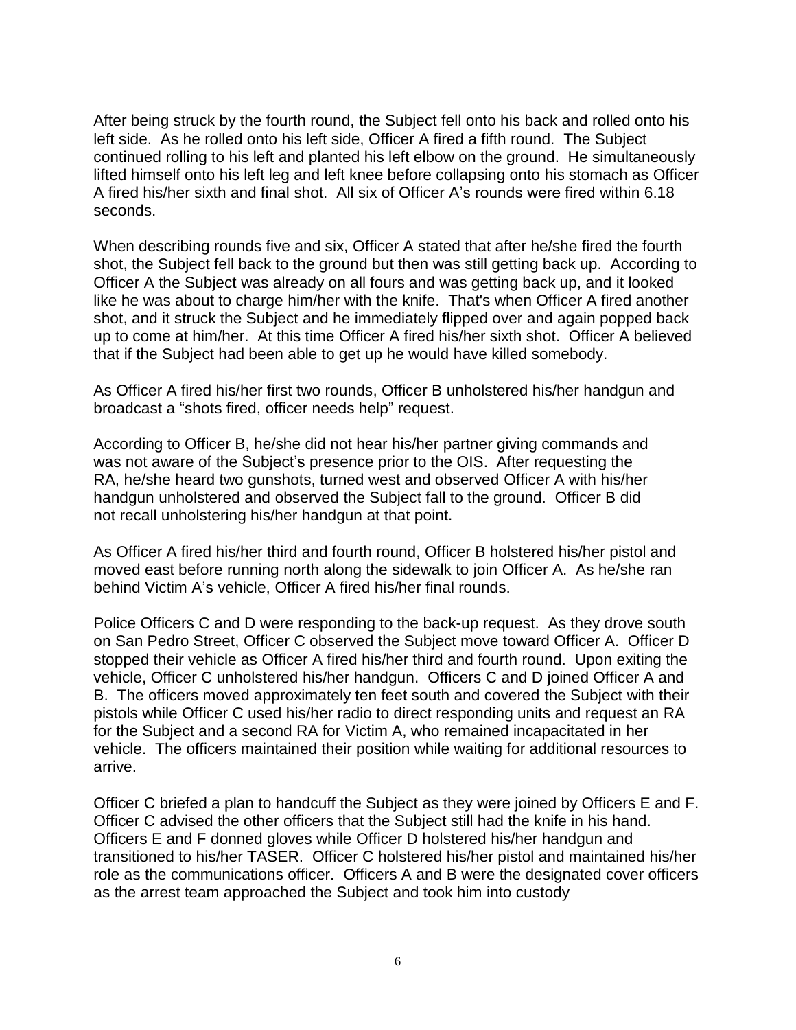After being struck by the fourth round, the Subject fell onto his back and rolled onto his left side. As he rolled onto his left side, Officer A fired a fifth round. The Subject continued rolling to his left and planted his left elbow on the ground. He simultaneously lifted himself onto his left leg and left knee before collapsing onto his stomach as Officer A fired his/her sixth and final shot. All six of Officer A's rounds were fired within 6.18 seconds.

When describing rounds five and six, Officer A stated that after he/she fired the fourth shot, the Subject fell back to the ground but then was still getting back up. According to Officer A the Subject was already on all fours and was getting back up, and it looked like he was about to charge him/her with the knife. That's when Officer A fired another shot, and it struck the Subject and he immediately flipped over and again popped back up to come at him/her. At this time Officer A fired his/her sixth shot. Officer A believed that if the Subject had been able to get up he would have killed somebody.

As Officer A fired his/her first two rounds, Officer B unholstered his/her handgun and broadcast a "shots fired, officer needs help" request.

According to Officer B, he/she did not hear his/her partner giving commands and was not aware of the Subject's presence prior to the OIS. After requesting the RA, he/she heard two gunshots, turned west and observed Officer A with his/her handgun unholstered and observed the Subject fall to the ground. Officer B did not recall unholstering his/her handgun at that point.

As Officer A fired his/her third and fourth round, Officer B holstered his/her pistol and moved east before running north along the sidewalk to join Officer A. As he/she ran behind Victim A's vehicle, Officer A fired his/her final rounds.

Police Officers C and D were responding to the back-up request. As they drove south on San Pedro Street, Officer C observed the Subject move toward Officer A. Officer D stopped their vehicle as Officer A fired his/her third and fourth round. Upon exiting the vehicle, Officer C unholstered his/her handgun. Officers C and D joined Officer A and B. The officers moved approximately ten feet south and covered the Subject with their pistols while Officer C used his/her radio to direct responding units and request an RA for the Subject and a second RA for Victim A, who remained incapacitated in her vehicle. The officers maintained their position while waiting for additional resources to arrive.

Officer C briefed a plan to handcuff the Subject as they were joined by Officers E and F. Officer C advised the other officers that the Subject still had the knife in his hand. Officers E and F donned gloves while Officer D holstered his/her handgun and transitioned to his/her TASER. Officer C holstered his/her pistol and maintained his/her role as the communications officer. Officers A and B were the designated cover officers as the arrest team approached the Subject and took him into custody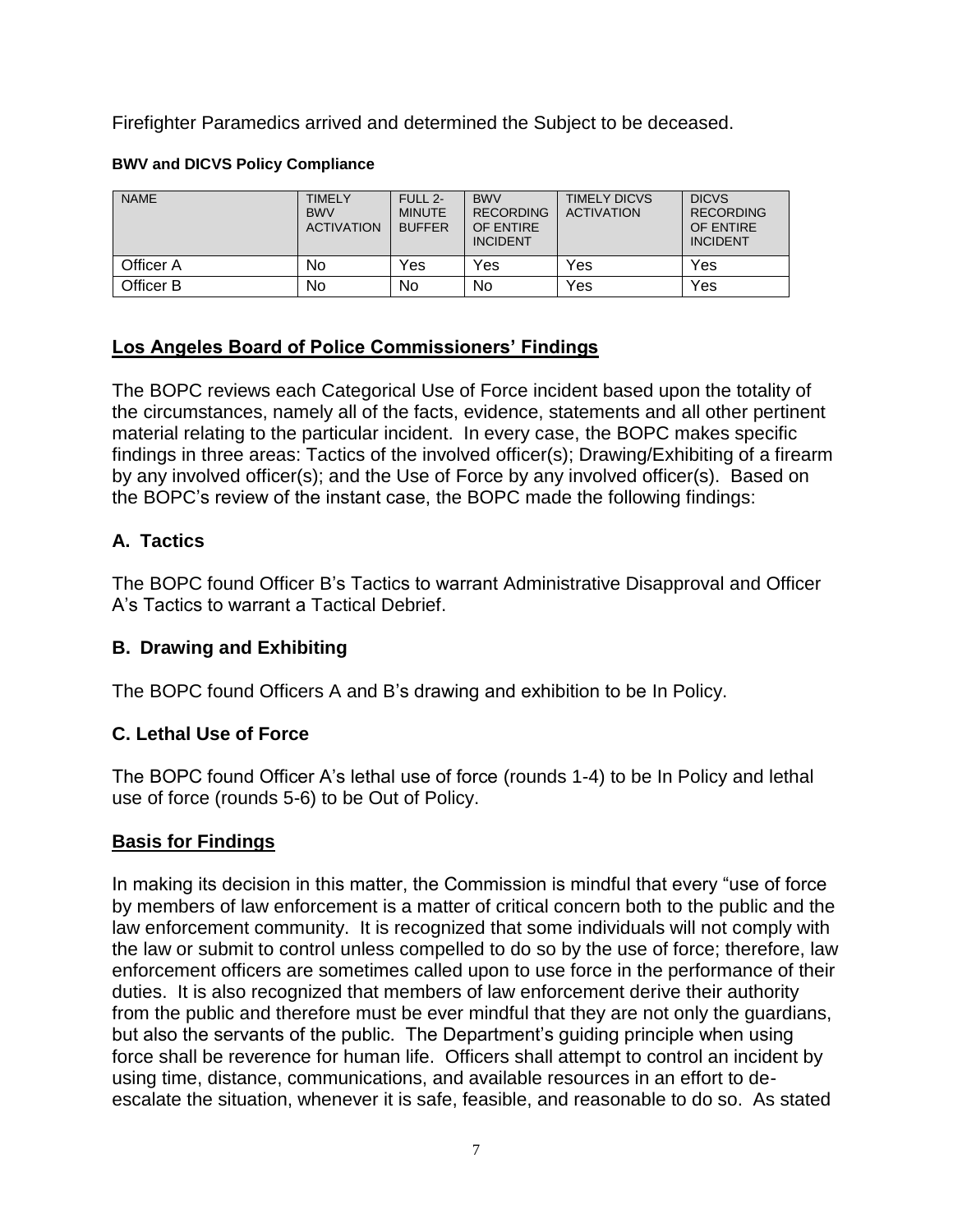Firefighter Paramedics arrived and determined the Subject to be deceased.

**BWV and DICVS Policy Compliance**

| NAME | TIMELY BWV ACTIVATION | FULL 2-MINUTE BUFFER | BWV RECORDING OF ENTIRE INCIDENT | TIMELY DICVS ACTIVATION | DICVS RECORDING OF ENTIRE INCIDENT |
|---|---|---|---|---|---|
| Officer A | No | Yes | Yes | Yes | Yes |
| Officer B | No | No | No | Yes | Yes |

## Los Angeles Board of Police Commissioners' Findings

The BOPC reviews each Categorical Use of Force incident based upon the totality of the circumstances, namely all of the facts, evidence, statements and all other pertinent material relating to the particular incident. In every case, the BOPC makes specific findings in three areas: Tactics of the involved officer(s); Drawing/Exhibiting of a firearm by any involved officer(s); and the Use of Force by any involved officer(s). Based on the BOPC's review of the instant case, the BOPC made the following findings:

### A. Tactics

The BOPC found Officer B's Tactics to warrant Administrative Disapproval and Officer A's Tactics to warrant a Tactical Debrief.

### B. Drawing and Exhibiting

The BOPC found Officers A and B's drawing and exhibition to be In Policy.

### C. Lethal Use of Force

The BOPC found Officer A's lethal use of force (rounds 1-4) to be In Policy and lethal use of force (rounds 5-6) to be Out of Policy.

## Basis for Findings

In making its decision in this matter, the Commission is mindful that every "use of force by members of law enforcement is a matter of critical concern both to the public and the law enforcement community. It is recognized that some individuals will not comply with the law or submit to control unless compelled to do so by the use of force; therefore, law enforcement officers are sometimes called upon to use force in the performance of their duties. It is also recognized that members of law enforcement derive their authority from the public and therefore must be ever mindful that they are not only the guardians, but also the servants of the public. The Department's guiding principle when using force shall be reverence for human life. Officers shall attempt to control an incident by using time, distance, communications, and available resources in an effort to de-escalate the situation, whenever it is safe, feasible, and reasonable to do so. As stated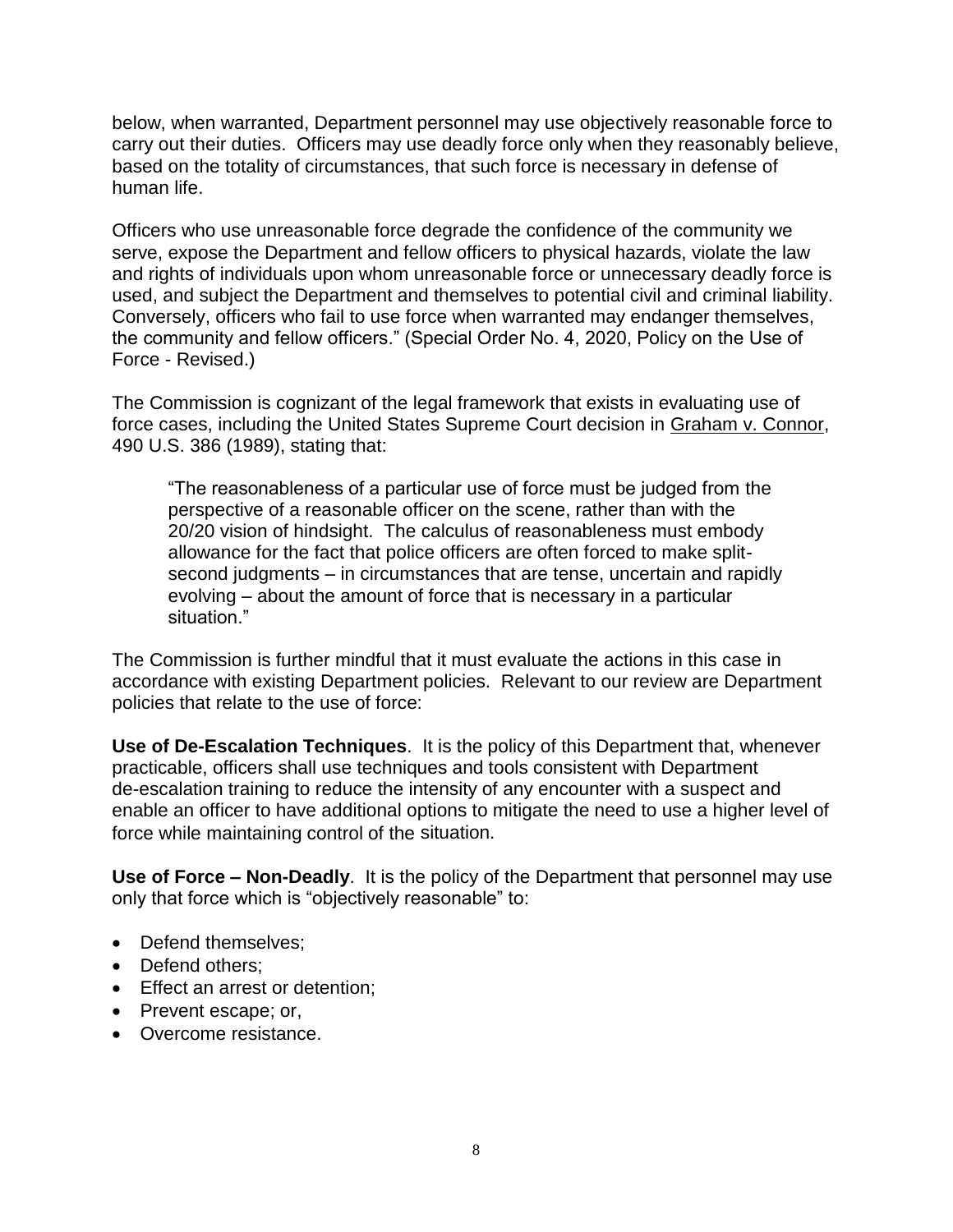below, when warranted, Department personnel may use objectively reasonable force to carry out their duties. Officers may use deadly force only when they reasonably believe, based on the totality of circumstances, that such force is necessary in defense of human life.

Officers who use unreasonable force degrade the confidence of the community we serve, expose the Department and fellow officers to physical hazards, violate the law and rights of individuals upon whom unreasonable force or unnecessary deadly force is used, and subject the Department and themselves to potential civil and criminal liability. Conversely, officers who fail to use force when warranted may endanger themselves, the community and fellow officers." (Special Order No. 4, 2020, Policy on the Use of Force - Revised.)

The Commission is cognizant of the legal framework that exists in evaluating use of force cases, including the United States Supreme Court decision in Graham v. Connor, 490 U.S. 386 (1989), stating that:

> "The reasonableness of a particular use of force must be judged from the perspective of a reasonable officer on the scene, rather than with the 20/20 vision of hindsight. The calculus of reasonableness must embody allowance for the fact that police officers are often forced to make split-second judgments – in circumstances that are tense, uncertain and rapidly evolving – about the amount of force that is necessary in a particular situation."

The Commission is further mindful that it must evaluate the actions in this case in accordance with existing Department policies. Relevant to our review are Department policies that relate to the use of force:

**Use of De-Escalation Techniques**. It is the policy of this Department that, whenever practicable, officers shall use techniques and tools consistent with Department de-escalation training to reduce the intensity of any encounter with a suspect and enable an officer to have additional options to mitigate the need to use a higher level of force while maintaining control of the situation.

**Use of Force – Non-Deadly**. It is the policy of the Department that personnel may use only that force which is "objectively reasonable" to:

- Defend themselves;
- Defend others;
- Effect an arrest or detention;
- Prevent escape; or,
- Overcome resistance.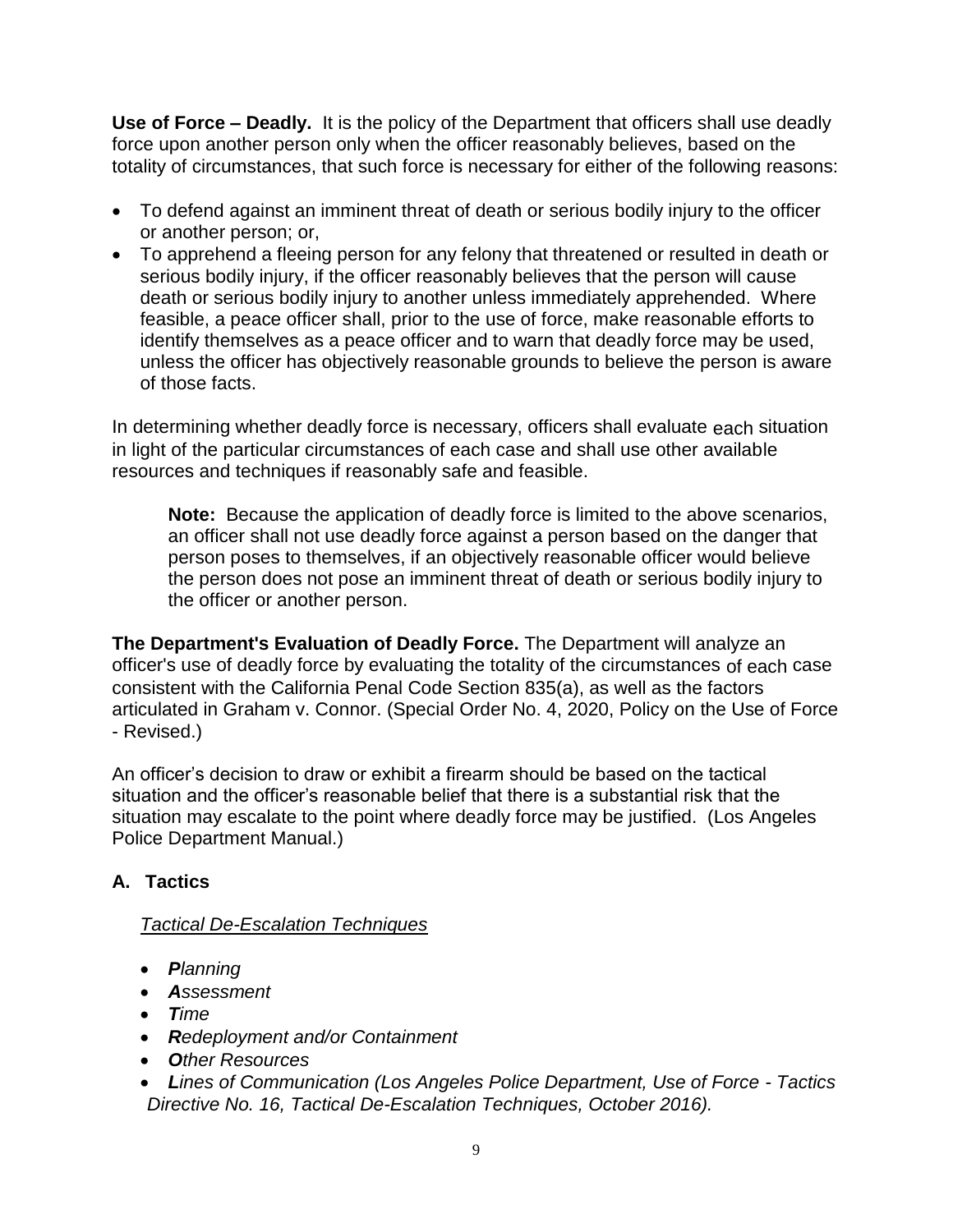**Use of Force – Deadly.** It is the policy of the Department that officers shall use deadly force upon another person only when the officer reasonably believes, based on the totality of circumstances, that such force is necessary for either of the following reasons:

- To defend against an imminent threat of death or serious bodily injury to the officer or another person; or,
- To apprehend a fleeing person for any felony that threatened or resulted in death or serious bodily injury, if the officer reasonably believes that the person will cause death or serious bodily injury to another unless immediately apprehended. Where feasible, a peace officer shall, prior to the use of force, make reasonable efforts to identify themselves as a peace officer and to warn that deadly force may be used, unless the officer has objectively reasonable grounds to believe the person is aware of those facts.

In determining whether deadly force is necessary, officers shall evaluate each situation in light of the particular circumstances of each case and shall use other available resources and techniques if reasonably safe and feasible.

> **Note:** Because the application of deadly force is limited to the above scenarios, an officer shall not use deadly force against a person based on the danger that person poses to themselves, if an objectively reasonable officer would believe the person does not pose an imminent threat of death or serious bodily injury to the officer or another person.

**The Department's Evaluation of Deadly Force.** The Department will analyze an officer's use of deadly force by evaluating the totality of the circumstances of each case consistent with the California Penal Code Section 835(a), as well as the factors articulated in Graham v. Connor. (Special Order No. 4, 2020, Policy on the Use of Force - Revised.)

An officer's decision to draw or exhibit a firearm should be based on the tactical situation and the officer's reasonable belief that there is a substantial risk that the situation may escalate to the point where deadly force may be justified. (Los Angeles Police Department Manual.)

## A. Tactics

*Tactical De-Escalation Techniques*

- ***P****lanning*
- ***A****ssessment*
- ***T****ime*
- ***R****edeployment and/or Containment*
- ***O****ther Resources*
- ***L****ines of Communication (Los Angeles Police Department, Use of Force - Tactics Directive No. 16, Tactical De-Escalation Techniques, October 2016).*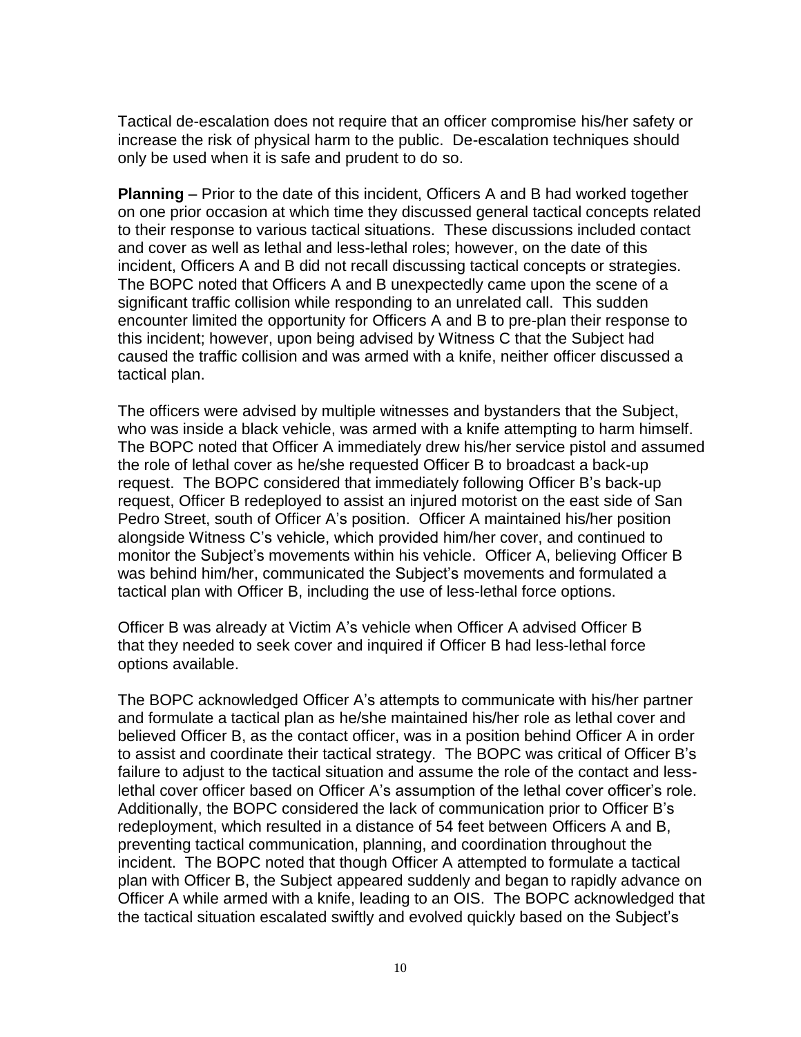Tactical de-escalation does not require that an officer compromise his/her safety or increase the risk of physical harm to the public. De-escalation techniques should only be used when it is safe and prudent to do so.

**Planning** – Prior to the date of this incident, Officers A and B had worked together on one prior occasion at which time they discussed general tactical concepts related to their response to various tactical situations. These discussions included contact and cover as well as lethal and less-lethal roles; however, on the date of this incident, Officers A and B did not recall discussing tactical concepts or strategies. The BOPC noted that Officers A and B unexpectedly came upon the scene of a significant traffic collision while responding to an unrelated call. This sudden encounter limited the opportunity for Officers A and B to pre-plan their response to this incident; however, upon being advised by Witness C that the Subject had caused the traffic collision and was armed with a knife, neither officer discussed a tactical plan.

The officers were advised by multiple witnesses and bystanders that the Subject, who was inside a black vehicle, was armed with a knife attempting to harm himself. The BOPC noted that Officer A immediately drew his/her service pistol and assumed the role of lethal cover as he/she requested Officer B to broadcast a back-up request. The BOPC considered that immediately following Officer B's back-up request, Officer B redeployed to assist an injured motorist on the east side of San Pedro Street, south of Officer A's position. Officer A maintained his/her position alongside Witness C's vehicle, which provided him/her cover, and continued to monitor the Subject's movements within his vehicle. Officer A, believing Officer B was behind him/her, communicated the Subject's movements and formulated a tactical plan with Officer B, including the use of less-lethal force options.

Officer B was already at Victim A's vehicle when Officer A advised Officer B that they needed to seek cover and inquired if Officer B had less-lethal force options available.

The BOPC acknowledged Officer A's attempts to communicate with his/her partner and formulate a tactical plan as he/she maintained his/her role as lethal cover and believed Officer B, as the contact officer, was in a position behind Officer A in order to assist and coordinate their tactical strategy. The BOPC was critical of Officer B's failure to adjust to the tactical situation and assume the role of the contact and less-lethal cover officer based on Officer A's assumption of the lethal cover officer's role. Additionally, the BOPC considered the lack of communication prior to Officer B's redeployment, which resulted in a distance of 54 feet between Officers A and B, preventing tactical communication, planning, and coordination throughout the incident. The BOPC noted that though Officer A attempted to formulate a tactical plan with Officer B, the Subject appeared suddenly and began to rapidly advance on Officer A while armed with a knife, leading to an OIS. The BOPC acknowledged that the tactical situation escalated swiftly and evolved quickly based on the Subject's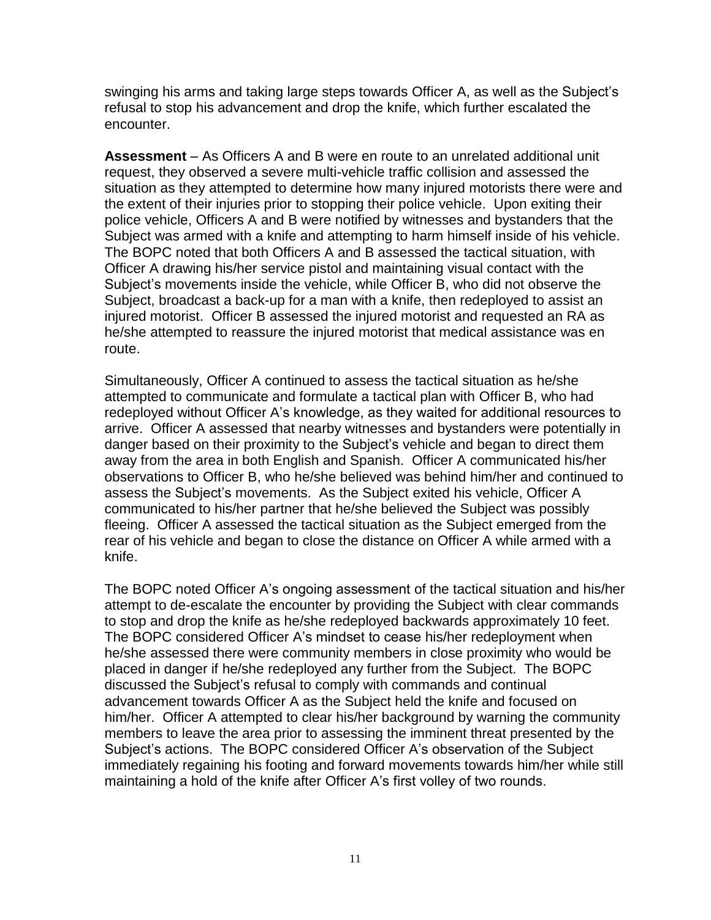swinging his arms and taking large steps towards Officer A, as well as the Subject's refusal to stop his advancement and drop the knife, which further escalated the encounter.

**Assessment** – As Officers A and B were en route to an unrelated additional unit request, they observed a severe multi-vehicle traffic collision and assessed the situation as they attempted to determine how many injured motorists there were and the extent of their injuries prior to stopping their police vehicle. Upon exiting their police vehicle, Officers A and B were notified by witnesses and bystanders that the Subject was armed with a knife and attempting to harm himself inside of his vehicle. The BOPC noted that both Officers A and B assessed the tactical situation, with Officer A drawing his/her service pistol and maintaining visual contact with the Subject's movements inside the vehicle, while Officer B, who did not observe the Subject, broadcast a back-up for a man with a knife, then redeployed to assist an injured motorist. Officer B assessed the injured motorist and requested an RA as he/she attempted to reassure the injured motorist that medical assistance was en route.

Simultaneously, Officer A continued to assess the tactical situation as he/she attempted to communicate and formulate a tactical plan with Officer B, who had redeployed without Officer A's knowledge, as they waited for additional resources to arrive. Officer A assessed that nearby witnesses and bystanders were potentially in danger based on their proximity to the Subject's vehicle and began to direct them away from the area in both English and Spanish. Officer A communicated his/her observations to Officer B, who he/she believed was behind him/her and continued to assess the Subject's movements. As the Subject exited his vehicle, Officer A communicated to his/her partner that he/she believed the Subject was possibly fleeing. Officer A assessed the tactical situation as the Subject emerged from the rear of his vehicle and began to close the distance on Officer A while armed with a knife.

The BOPC noted Officer A's ongoing assessment of the tactical situation and his/her attempt to de-escalate the encounter by providing the Subject with clear commands to stop and drop the knife as he/she redeployed backwards approximately 10 feet. The BOPC considered Officer A's mindset to cease his/her redeployment when he/she assessed there were community members in close proximity who would be placed in danger if he/she redeployed any further from the Subject. The BOPC discussed the Subject's refusal to comply with commands and continual advancement towards Officer A as the Subject held the knife and focused on him/her. Officer A attempted to clear his/her background by warning the community members to leave the area prior to assessing the imminent threat presented by the Subject's actions. The BOPC considered Officer A's observation of the Subject immediately regaining his footing and forward movements towards him/her while still maintaining a hold of the knife after Officer A's first volley of two rounds.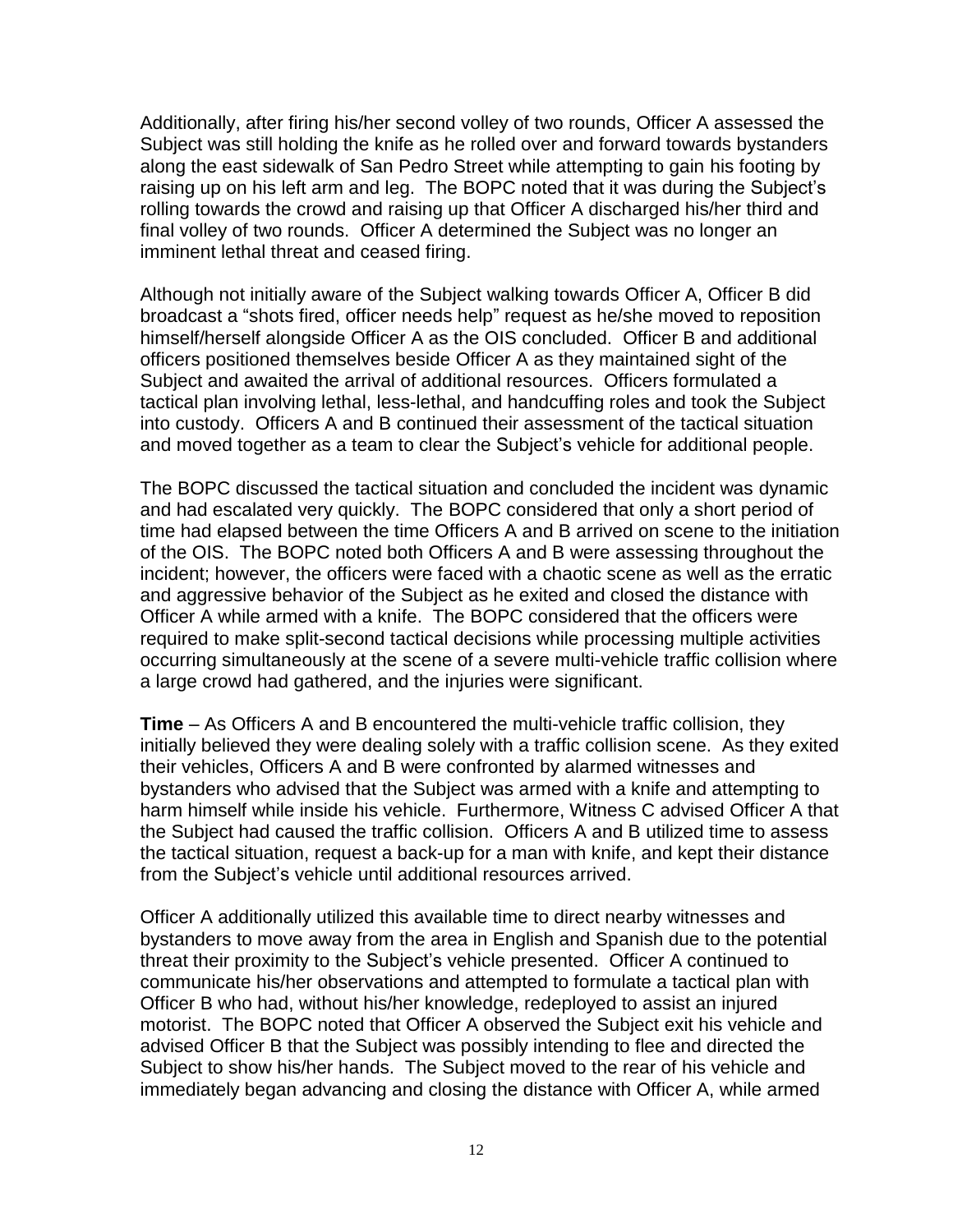Additionally, after firing his/her second volley of two rounds, Officer A assessed the Subject was still holding the knife as he rolled over and forward towards bystanders along the east sidewalk of San Pedro Street while attempting to gain his footing by raising up on his left arm and leg. The BOPC noted that it was during the Subject's rolling towards the crowd and raising up that Officer A discharged his/her third and final volley of two rounds. Officer A determined the Subject was no longer an imminent lethal threat and ceased firing.

Although not initially aware of the Subject walking towards Officer A, Officer B did broadcast a "shots fired, officer needs help" request as he/she moved to reposition himself/herself alongside Officer A as the OIS concluded. Officer B and additional officers positioned themselves beside Officer A as they maintained sight of the Subject and awaited the arrival of additional resources. Officers formulated a tactical plan involving lethal, less-lethal, and handcuffing roles and took the Subject into custody. Officers A and B continued their assessment of the tactical situation and moved together as a team to clear the Subject's vehicle for additional people.

The BOPC discussed the tactical situation and concluded the incident was dynamic and had escalated very quickly. The BOPC considered that only a short period of time had elapsed between the time Officers A and B arrived on scene to the initiation of the OIS. The BOPC noted both Officers A and B were assessing throughout the incident; however, the officers were faced with a chaotic scene as well as the erratic and aggressive behavior of the Subject as he exited and closed the distance with Officer A while armed with a knife. The BOPC considered that the officers were required to make split-second tactical decisions while processing multiple activities occurring simultaneously at the scene of a severe multi-vehicle traffic collision where a large crowd had gathered, and the injuries were significant.

**Time** – As Officers A and B encountered the multi-vehicle traffic collision, they initially believed they were dealing solely with a traffic collision scene. As they exited their vehicles, Officers A and B were confronted by alarmed witnesses and bystanders who advised that the Subject was armed with a knife and attempting to harm himself while inside his vehicle. Furthermore, Witness C advised Officer A that the Subject had caused the traffic collision. Officers A and B utilized time to assess the tactical situation, request a back-up for a man with knife, and kept their distance from the Subject's vehicle until additional resources arrived.

Officer A additionally utilized this available time to direct nearby witnesses and bystanders to move away from the area in English and Spanish due to the potential threat their proximity to the Subject's vehicle presented. Officer A continued to communicate his/her observations and attempted to formulate a tactical plan with Officer B who had, without his/her knowledge, redeployed to assist an injured motorist. The BOPC noted that Officer A observed the Subject exit his vehicle and advised Officer B that the Subject was possibly intending to flee and directed the Subject to show his/her hands. The Subject moved to the rear of his vehicle and immediately began advancing and closing the distance with Officer A, while armed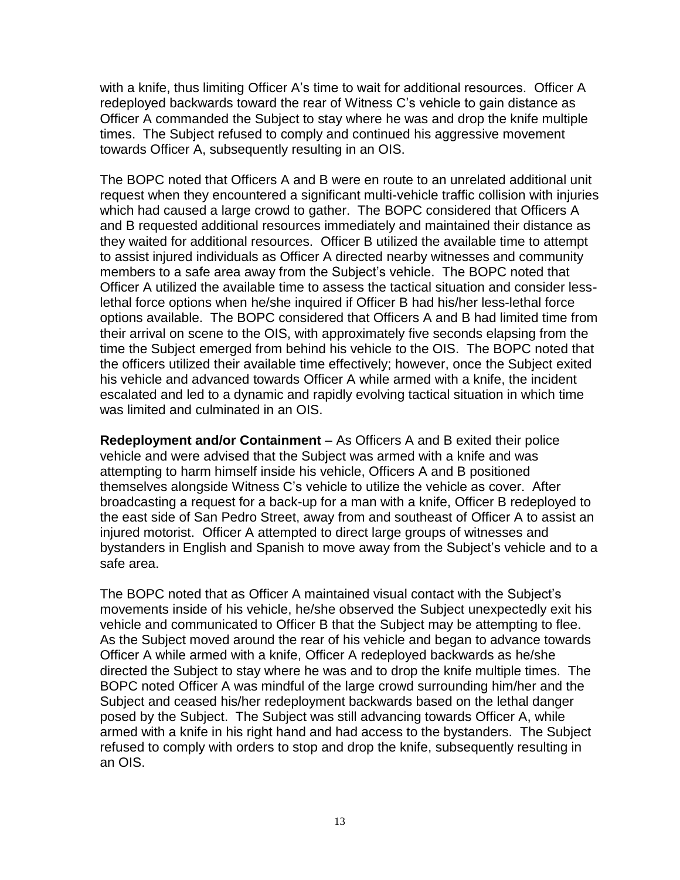with a knife, thus limiting Officer A's time to wait for additional resources. Officer A redeployed backwards toward the rear of Witness C's vehicle to gain distance as Officer A commanded the Subject to stay where he was and drop the knife multiple times. The Subject refused to comply and continued his aggressive movement towards Officer A, subsequently resulting in an OIS.

The BOPC noted that Officers A and B were en route to an unrelated additional unit request when they encountered a significant multi-vehicle traffic collision with injuries which had caused a large crowd to gather. The BOPC considered that Officers A and B requested additional resources immediately and maintained their distance as they waited for additional resources. Officer B utilized the available time to attempt to assist injured individuals as Officer A directed nearby witnesses and community members to a safe area away from the Subject's vehicle. The BOPC noted that Officer A utilized the available time to assess the tactical situation and consider less-lethal force options when he/she inquired if Officer B had his/her less-lethal force options available. The BOPC considered that Officers A and B had limited time from their arrival on scene to the OIS, with approximately five seconds elapsing from the time the Subject emerged from behind his vehicle to the OIS. The BOPC noted that the officers utilized their available time effectively; however, once the Subject exited his vehicle and advanced towards Officer A while armed with a knife, the incident escalated and led to a dynamic and rapidly evolving tactical situation in which time was limited and culminated in an OIS.

**Redeployment and/or Containment** – As Officers A and B exited their police vehicle and were advised that the Subject was armed with a knife and was attempting to harm himself inside his vehicle, Officers A and B positioned themselves alongside Witness C's vehicle to utilize the vehicle as cover. After broadcasting a request for a back-up for a man with a knife, Officer B redeployed to the east side of San Pedro Street, away from and southeast of Officer A to assist an injured motorist. Officer A attempted to direct large groups of witnesses and bystanders in English and Spanish to move away from the Subject's vehicle and to a safe area.

The BOPC noted that as Officer A maintained visual contact with the Subject's movements inside of his vehicle, he/she observed the Subject unexpectedly exit his vehicle and communicated to Officer B that the Subject may be attempting to flee. As the Subject moved around the rear of his vehicle and began to advance towards Officer A while armed with a knife, Officer A redeployed backwards as he/she directed the Subject to stay where he was and to drop the knife multiple times. The BOPC noted Officer A was mindful of the large crowd surrounding him/her and the Subject and ceased his/her redeployment backwards based on the lethal danger posed by the Subject. The Subject was still advancing towards Officer A, while armed with a knife in his right hand and had access to the bystanders. The Subject refused to comply with orders to stop and drop the knife, subsequently resulting in an OIS.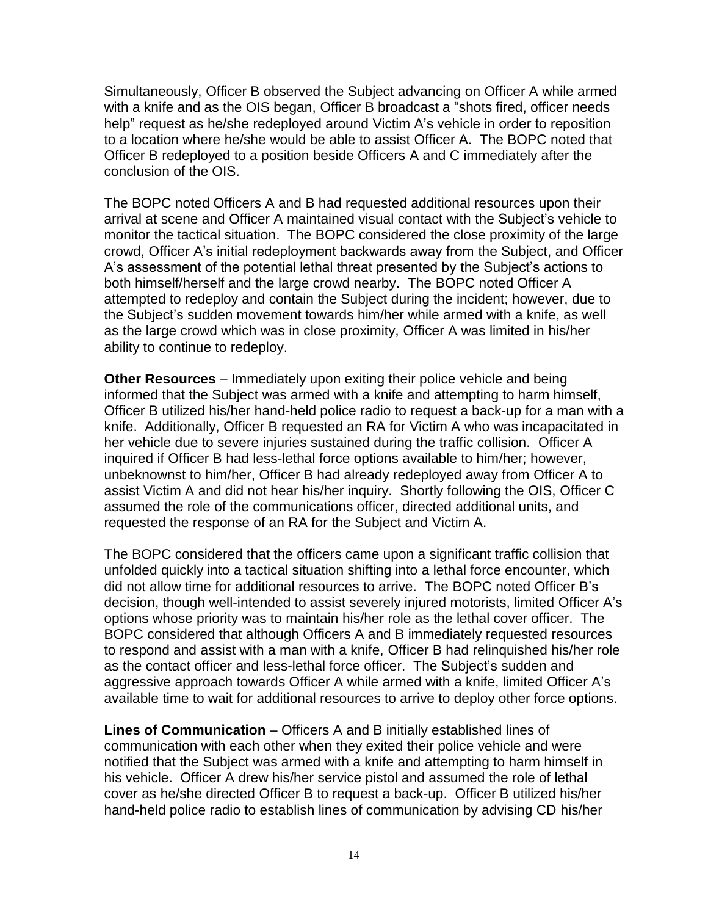Simultaneously, Officer B observed the Subject advancing on Officer A while armed with a knife and as the OIS began, Officer B broadcast a "shots fired, officer needs help" request as he/she redeployed around Victim A's vehicle in order to reposition to a location where he/she would be able to assist Officer A. The BOPC noted that Officer B redeployed to a position beside Officers A and C immediately after the conclusion of the OIS.

The BOPC noted Officers A and B had requested additional resources upon their arrival at scene and Officer A maintained visual contact with the Subject's vehicle to monitor the tactical situation. The BOPC considered the close proximity of the large crowd, Officer A's initial redeployment backwards away from the Subject, and Officer A's assessment of the potential lethal threat presented by the Subject's actions to both himself/herself and the large crowd nearby. The BOPC noted Officer A attempted to redeploy and contain the Subject during the incident; however, due to the Subject's sudden movement towards him/her while armed with a knife, as well as the large crowd which was in close proximity, Officer A was limited in his/her ability to continue to redeploy.

**Other Resources** – Immediately upon exiting their police vehicle and being informed that the Subject was armed with a knife and attempting to harm himself, Officer B utilized his/her hand-held police radio to request a back-up for a man with a knife. Additionally, Officer B requested an RA for Victim A who was incapacitated in her vehicle due to severe injuries sustained during the traffic collision. Officer A inquired if Officer B had less-lethal force options available to him/her; however, unbeknownst to him/her, Officer B had already redeployed away from Officer A to assist Victim A and did not hear his/her inquiry. Shortly following the OIS, Officer C assumed the role of the communications officer, directed additional units, and requested the response of an RA for the Subject and Victim A.

The BOPC considered that the officers came upon a significant traffic collision that unfolded quickly into a tactical situation shifting into a lethal force encounter, which did not allow time for additional resources to arrive. The BOPC noted Officer B's decision, though well-intended to assist severely injured motorists, limited Officer A's options whose priority was to maintain his/her role as the lethal cover officer. The BOPC considered that although Officers A and B immediately requested resources to respond and assist with a man with a knife, Officer B had relinquished his/her role as the contact officer and less-lethal force officer. The Subject's sudden and aggressive approach towards Officer A while armed with a knife, limited Officer A's available time to wait for additional resources to arrive to deploy other force options.

**Lines of Communication** – Officers A and B initially established lines of communication with each other when they exited their police vehicle and were notified that the Subject was armed with a knife and attempting to harm himself in his vehicle. Officer A drew his/her service pistol and assumed the role of lethal cover as he/she directed Officer B to request a back-up. Officer B utilized his/her hand-held police radio to establish lines of communication by advising CD his/her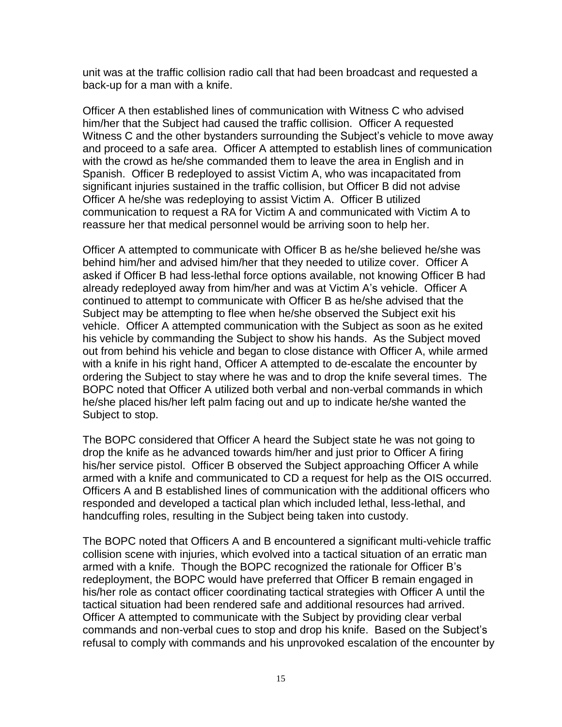unit was at the traffic collision radio call that had been broadcast and requested a back-up for a man with a knife.

Officer A then established lines of communication with Witness C who advised him/her that the Subject had caused the traffic collision. Officer A requested Witness C and the other bystanders surrounding the Subject's vehicle to move away and proceed to a safe area. Officer A attempted to establish lines of communication with the crowd as he/she commanded them to leave the area in English and in Spanish. Officer B redeployed to assist Victim A, who was incapacitated from significant injuries sustained in the traffic collision, but Officer B did not advise Officer A he/she was redeploying to assist Victim A. Officer B utilized communication to request a RA for Victim A and communicated with Victim A to reassure her that medical personnel would be arriving soon to help her.

Officer A attempted to communicate with Officer B as he/she believed he/she was behind him/her and advised him/her that they needed to utilize cover. Officer A asked if Officer B had less-lethal force options available, not knowing Officer B had already redeployed away from him/her and was at Victim A's vehicle. Officer A continued to attempt to communicate with Officer B as he/she advised that the Subject may be attempting to flee when he/she observed the Subject exit his vehicle. Officer A attempted communication with the Subject as soon as he exited his vehicle by commanding the Subject to show his hands. As the Subject moved out from behind his vehicle and began to close distance with Officer A, while armed with a knife in his right hand, Officer A attempted to de-escalate the encounter by ordering the Subject to stay where he was and to drop the knife several times. The BOPC noted that Officer A utilized both verbal and non-verbal commands in which he/she placed his/her left palm facing out and up to indicate he/she wanted the Subject to stop.

The BOPC considered that Officer A heard the Subject state he was not going to drop the knife as he advanced towards him/her and just prior to Officer A firing his/her service pistol. Officer B observed the Subject approaching Officer A while armed with a knife and communicated to CD a request for help as the OIS occurred. Officers A and B established lines of communication with the additional officers who responded and developed a tactical plan which included lethal, less-lethal, and handcuffing roles, resulting in the Subject being taken into custody.

The BOPC noted that Officers A and B encountered a significant multi-vehicle traffic collision scene with injuries, which evolved into a tactical situation of an erratic man armed with a knife. Though the BOPC recognized the rationale for Officer B's redeployment, the BOPC would have preferred that Officer B remain engaged in his/her role as contact officer coordinating tactical strategies with Officer A until the tactical situation had been rendered safe and additional resources had arrived. Officer A attempted to communicate with the Subject by providing clear verbal commands and non-verbal cues to stop and drop his knife. Based on the Subject's refusal to comply with commands and his unprovoked escalation of the encounter by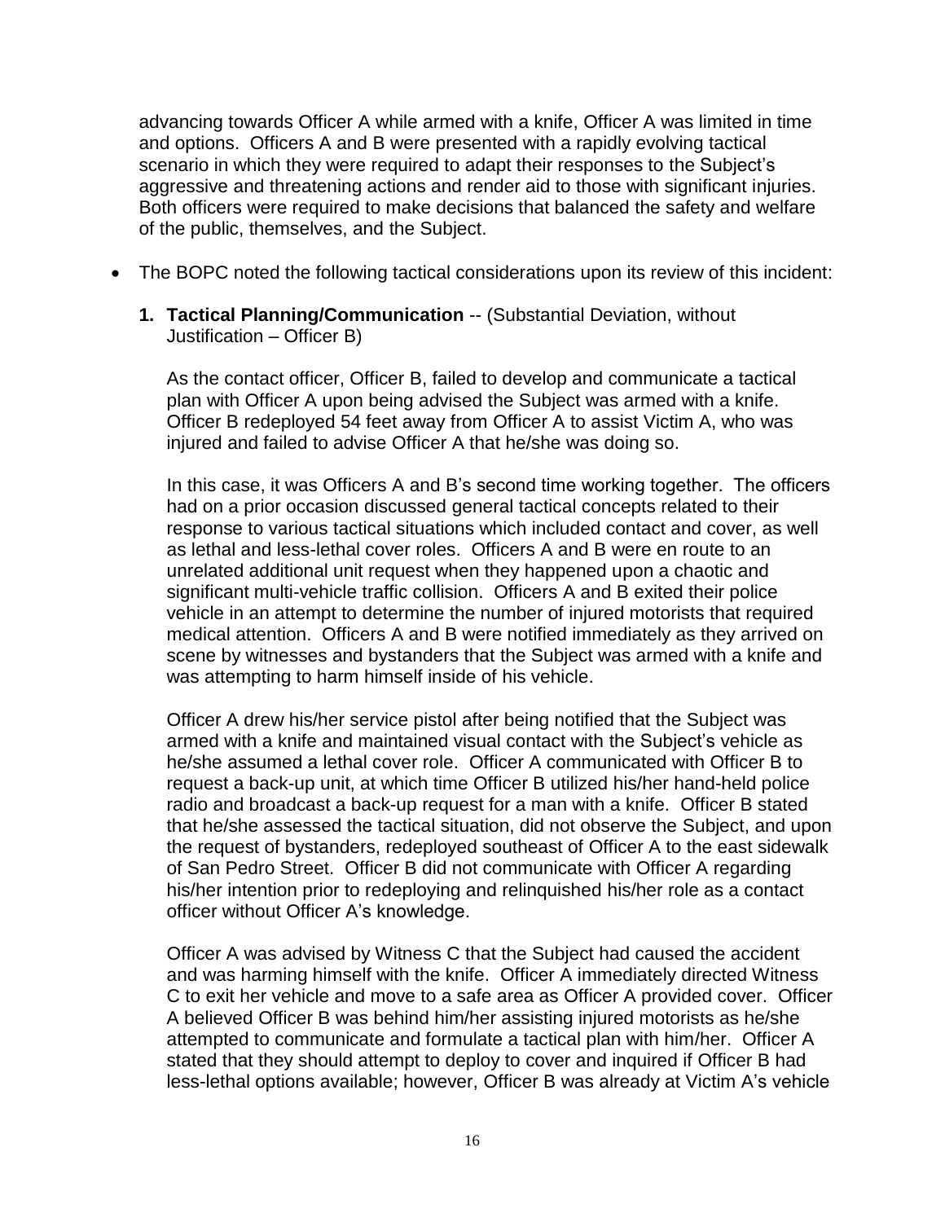advancing towards Officer A while armed with a knife, Officer A was limited in time and options. Officers A and B were presented with a rapidly evolving tactical scenario in which they were required to adapt their responses to the Subject's aggressive and threatening actions and render aid to those with significant injuries. Both officers were required to make decisions that balanced the safety and welfare of the public, themselves, and the Subject.

- The BOPC noted the following tactical considerations upon its review of this incident:

  **1. Tactical Planning/Communication** -- (Substantial Deviation, without Justification – Officer B)

  As the contact officer, Officer B, failed to develop and communicate a tactical plan with Officer A upon being advised the Subject was armed with a knife. Officer B redeployed 54 feet away from Officer A to assist Victim A, who was injured and failed to advise Officer A that he/she was doing so.

  In this case, it was Officers A and B's second time working together. The officers had on a prior occasion discussed general tactical concepts related to their response to various tactical situations which included contact and cover, as well as lethal and less-lethal cover roles. Officers A and B were en route to an unrelated additional unit request when they happened upon a chaotic and significant multi-vehicle traffic collision. Officers A and B exited their police vehicle in an attempt to determine the number of injured motorists that required medical attention. Officers A and B were notified immediately as they arrived on scene by witnesses and bystanders that the Subject was armed with a knife and was attempting to harm himself inside of his vehicle.

  Officer A drew his/her service pistol after being notified that the Subject was armed with a knife and maintained visual contact with the Subject's vehicle as he/she assumed a lethal cover role. Officer A communicated with Officer B to request a back-up unit, at which time Officer B utilized his/her hand-held police radio and broadcast a back-up request for a man with a knife. Officer B stated that he/she assessed the tactical situation, did not observe the Subject, and upon the request of bystanders, redeployed southeast of Officer A to the east sidewalk of San Pedro Street. Officer B did not communicate with Officer A regarding his/her intention prior to redeploying and relinquished his/her role as a contact officer without Officer A's knowledge.

  Officer A was advised by Witness C that the Subject had caused the accident and was harming himself with the knife. Officer A immediately directed Witness C to exit her vehicle and move to a safe area as Officer A provided cover. Officer A believed Officer B was behind him/her assisting injured motorists as he/she attempted to communicate and formulate a tactical plan with him/her. Officer A stated that they should attempt to deploy to cover and inquired if Officer B had less-lethal options available; however, Officer B was already at Victim A's vehicle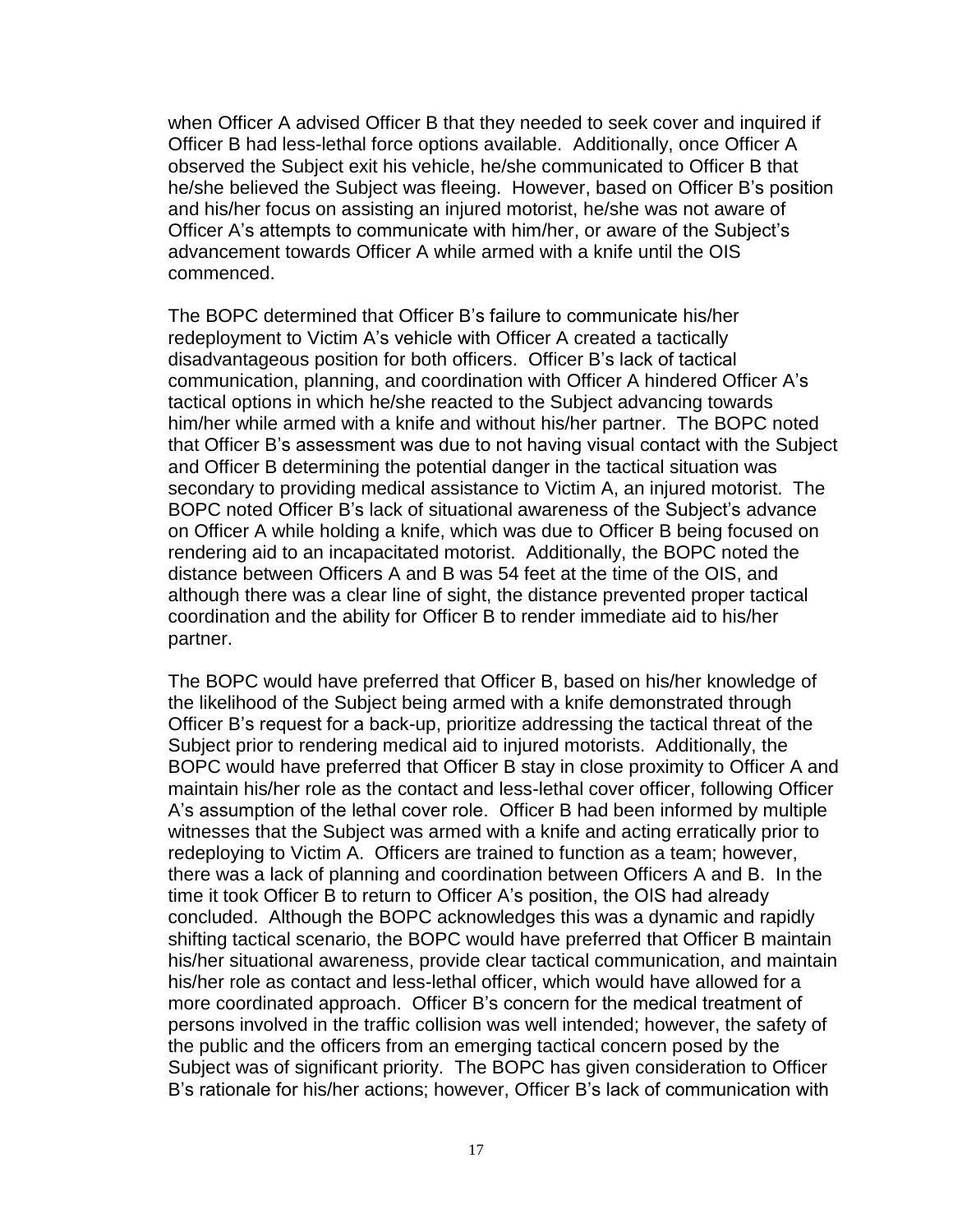when Officer A advised Officer B that they needed to seek cover and inquired if Officer B had less-lethal force options available. Additionally, once Officer A observed the Subject exit his vehicle, he/she communicated to Officer B that he/she believed the Subject was fleeing. However, based on Officer B's position and his/her focus on assisting an injured motorist, he/she was not aware of Officer A's attempts to communicate with him/her, or aware of the Subject's advancement towards Officer A while armed with a knife until the OIS commenced.

The BOPC determined that Officer B's failure to communicate his/her redeployment to Victim A's vehicle with Officer A created a tactically disadvantageous position for both officers. Officer B's lack of tactical communication, planning, and coordination with Officer A hindered Officer A's tactical options in which he/she reacted to the Subject advancing towards him/her while armed with a knife and without his/her partner. The BOPC noted that Officer B's assessment was due to not having visual contact with the Subject and Officer B determining the potential danger in the tactical situation was secondary to providing medical assistance to Victim A, an injured motorist. The BOPC noted Officer B's lack of situational awareness of the Subject's advance on Officer A while holding a knife, which was due to Officer B being focused on rendering aid to an incapacitated motorist. Additionally, the BOPC noted the distance between Officers A and B was 54 feet at the time of the OIS, and although there was a clear line of sight, the distance prevented proper tactical coordination and the ability for Officer B to render immediate aid to his/her partner.

The BOPC would have preferred that Officer B, based on his/her knowledge of the likelihood of the Subject being armed with a knife demonstrated through Officer B's request for a back-up, prioritize addressing the tactical threat of the Subject prior to rendering medical aid to injured motorists. Additionally, the BOPC would have preferred that Officer B stay in close proximity to Officer A and maintain his/her role as the contact and less-lethal cover officer, following Officer A's assumption of the lethal cover role. Officer B had been informed by multiple witnesses that the Subject was armed with a knife and acting erratically prior to redeploying to Victim A. Officers are trained to function as a team; however, there was a lack of planning and coordination between Officers A and B. In the time it took Officer B to return to Officer A's position, the OIS had already concluded. Although the BOPC acknowledges this was a dynamic and rapidly shifting tactical scenario, the BOPC would have preferred that Officer B maintain his/her situational awareness, provide clear tactical communication, and maintain his/her role as contact and less-lethal officer, which would have allowed for a more coordinated approach. Officer B's concern for the medical treatment of persons involved in the traffic collision was well intended; however, the safety of the public and the officers from an emerging tactical concern posed by the Subject was of significant priority. The BOPC has given consideration to Officer B's rationale for his/her actions; however, Officer B's lack of communication with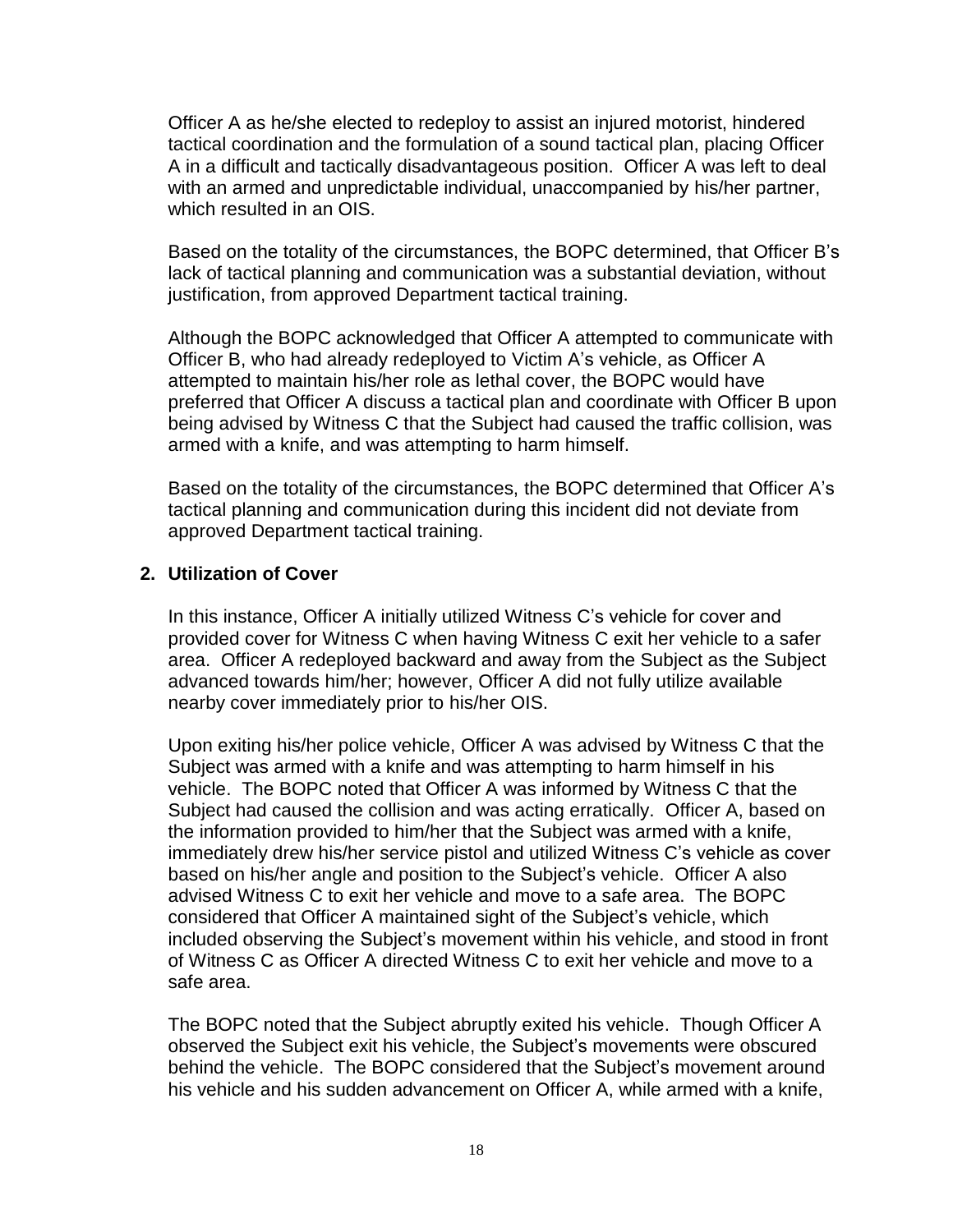Officer A as he/she elected to redeploy to assist an injured motorist, hindered tactical coordination and the formulation of a sound tactical plan, placing Officer A in a difficult and tactically disadvantageous position. Officer A was left to deal with an armed and unpredictable individual, unaccompanied by his/her partner, which resulted in an OIS.

Based on the totality of the circumstances, the BOPC determined, that Officer B's lack of tactical planning and communication was a substantial deviation, without justification, from approved Department tactical training.

Although the BOPC acknowledged that Officer A attempted to communicate with Officer B, who had already redeployed to Victim A's vehicle, as Officer A attempted to maintain his/her role as lethal cover, the BOPC would have preferred that Officer A discuss a tactical plan and coordinate with Officer B upon being advised by Witness C that the Subject had caused the traffic collision, was armed with a knife, and was attempting to harm himself.

Based on the totality of the circumstances, the BOPC determined that Officer A's tactical planning and communication during this incident did not deviate from approved Department tactical training.

**2. Utilization of Cover**

In this instance, Officer A initially utilized Witness C's vehicle for cover and provided cover for Witness C when having Witness C exit her vehicle to a safer area. Officer A redeployed backward and away from the Subject as the Subject advanced towards him/her; however, Officer A did not fully utilize available nearby cover immediately prior to his/her OIS.

Upon exiting his/her police vehicle, Officer A was advised by Witness C that the Subject was armed with a knife and was attempting to harm himself in his vehicle. The BOPC noted that Officer A was informed by Witness C that the Subject had caused the collision and was acting erratically. Officer A, based on the information provided to him/her that the Subject was armed with a knife, immediately drew his/her service pistol and utilized Witness C's vehicle as cover based on his/her angle and position to the Subject's vehicle. Officer A also advised Witness C to exit her vehicle and move to a safe area. The BOPC considered that Officer A maintained sight of the Subject's vehicle, which included observing the Subject's movement within his vehicle, and stood in front of Witness C as Officer A directed Witness C to exit her vehicle and move to a safe area.

The BOPC noted that the Subject abruptly exited his vehicle. Though Officer A observed the Subject exit his vehicle, the Subject's movements were obscured behind the vehicle. The BOPC considered that the Subject's movement around his vehicle and his sudden advancement on Officer A, while armed with a knife,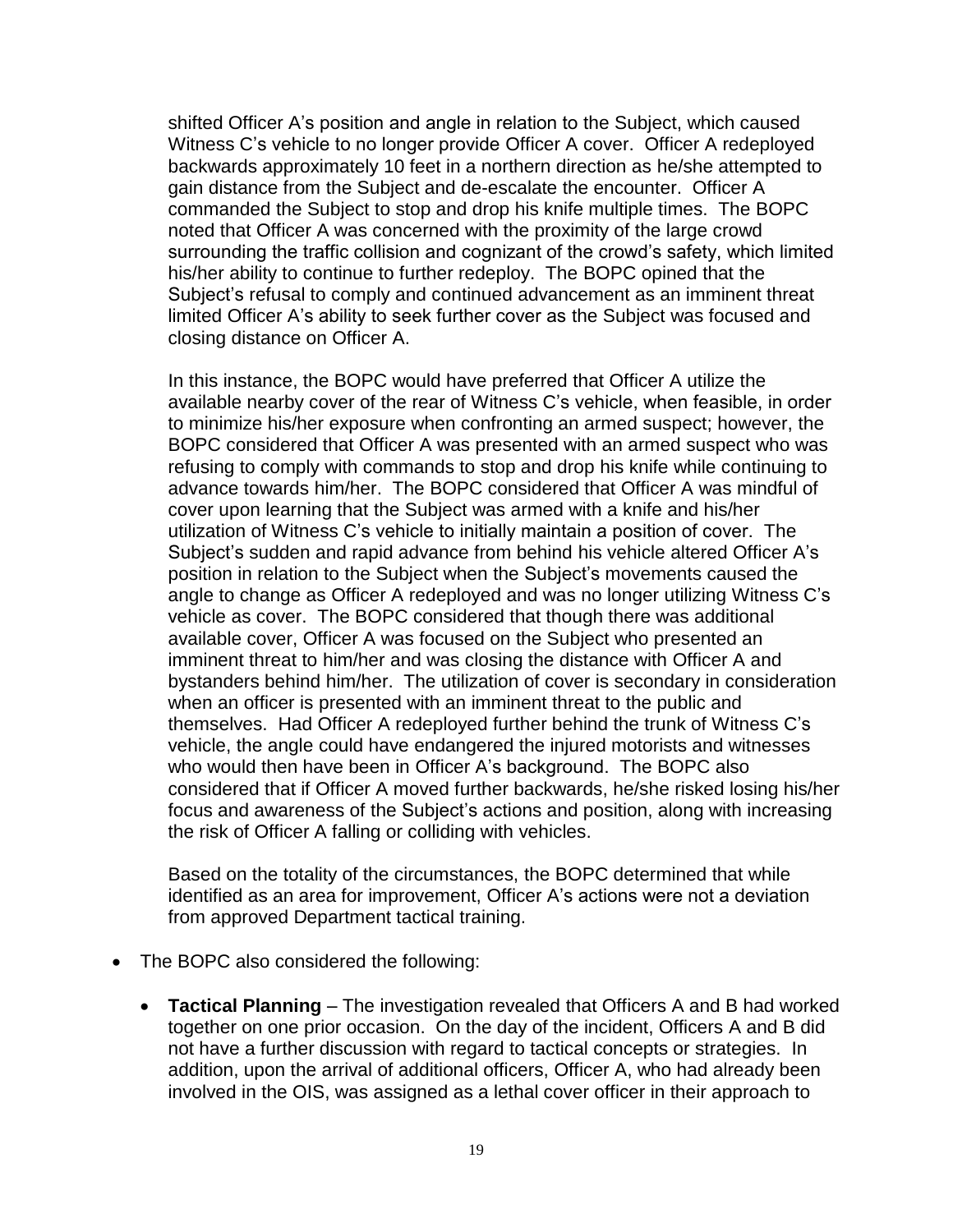shifted Officer A's position and angle in relation to the Subject, which caused Witness C's vehicle to no longer provide Officer A cover. Officer A redeployed backwards approximately 10 feet in a northern direction as he/she attempted to gain distance from the Subject and de-escalate the encounter. Officer A commanded the Subject to stop and drop his knife multiple times. The BOPC noted that Officer A was concerned with the proximity of the large crowd surrounding the traffic collision and cognizant of the crowd's safety, which limited his/her ability to continue to further redeploy. The BOPC opined that the Subject's refusal to comply and continued advancement as an imminent threat limited Officer A's ability to seek further cover as the Subject was focused and closing distance on Officer A.

In this instance, the BOPC would have preferred that Officer A utilize the available nearby cover of the rear of Witness C's vehicle, when feasible, in order to minimize his/her exposure when confronting an armed suspect; however, the BOPC considered that Officer A was presented with an armed suspect who was refusing to comply with commands to stop and drop his knife while continuing to advance towards him/her. The BOPC considered that Officer A was mindful of cover upon learning that the Subject was armed with a knife and his/her utilization of Witness C's vehicle to initially maintain a position of cover. The Subject's sudden and rapid advance from behind his vehicle altered Officer A's position in relation to the Subject when the Subject's movements caused the angle to change as Officer A redeployed and was no longer utilizing Witness C's vehicle as cover. The BOPC considered that though there was additional available cover, Officer A was focused on the Subject who presented an imminent threat to him/her and was closing the distance with Officer A and bystanders behind him/her. The utilization of cover is secondary in consideration when an officer is presented with an imminent threat to the public and themselves. Had Officer A redeployed further behind the trunk of Witness C's vehicle, the angle could have endangered the injured motorists and witnesses who would then have been in Officer A's background. The BOPC also considered that if Officer A moved further backwards, he/she risked losing his/her focus and awareness of the Subject's actions and position, along with increasing the risk of Officer A falling or colliding with vehicles.

Based on the totality of the circumstances, the BOPC determined that while identified as an area for improvement, Officer A's actions were not a deviation from approved Department tactical training.

- The BOPC also considered the following:
  - **Tactical Planning** – The investigation revealed that Officers A and B had worked together on one prior occasion. On the day of the incident, Officers A and B did not have a further discussion with regard to tactical concepts or strategies. In addition, upon the arrival of additional officers, Officer A, who had already been involved in the OIS, was assigned as a lethal cover officer in their approach to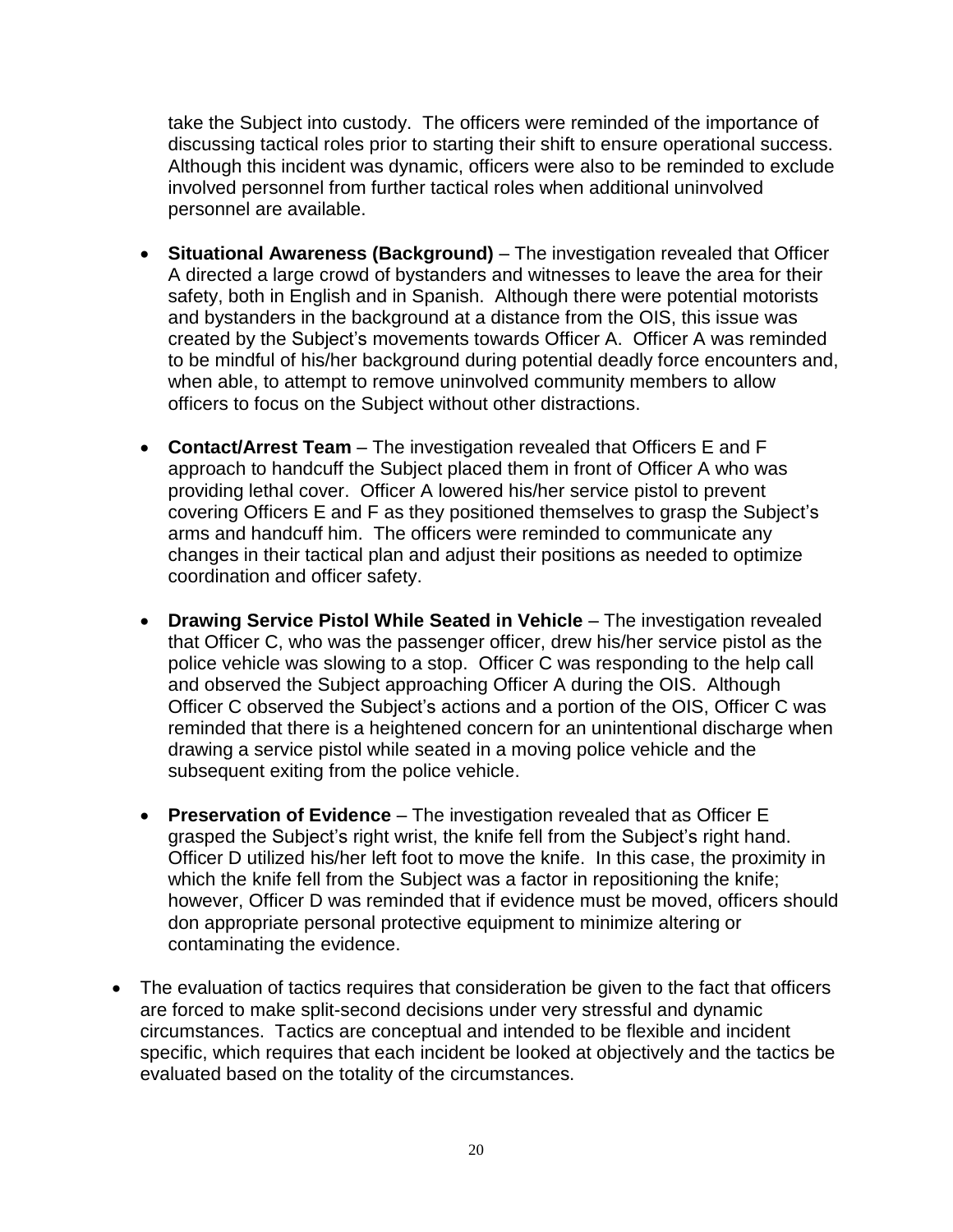take the Subject into custody. The officers were reminded of the importance of discussing tactical roles prior to starting their shift to ensure operational success. Although this incident was dynamic, officers were also to be reminded to exclude involved personnel from further tactical roles when additional uninvolved personnel are available.

- **Situational Awareness (Background)** – The investigation revealed that Officer A directed a large crowd of bystanders and witnesses to leave the area for their safety, both in English and in Spanish. Although there were potential motorists and bystanders in the background at a distance from the OIS, this issue was created by the Subject's movements towards Officer A. Officer A was reminded to be mindful of his/her background during potential deadly force encounters and, when able, to attempt to remove uninvolved community members to allow officers to focus on the Subject without other distractions.

- **Contact/Arrest Team** – The investigation revealed that Officers E and F approach to handcuff the Subject placed them in front of Officer A who was providing lethal cover. Officer A lowered his/her service pistol to prevent covering Officers E and F as they positioned themselves to grasp the Subject's arms and handcuff him. The officers were reminded to communicate any changes in their tactical plan and adjust their positions as needed to optimize coordination and officer safety.

- **Drawing Service Pistol While Seated in Vehicle** – The investigation revealed that Officer C, who was the passenger officer, drew his/her service pistol as the police vehicle was slowing to a stop. Officer C was responding to the help call and observed the Subject approaching Officer A during the OIS. Although Officer C observed the Subject's actions and a portion of the OIS, Officer C was reminded that there is a heightened concern for an unintentional discharge when drawing a service pistol while seated in a moving police vehicle and the subsequent exiting from the police vehicle.

- **Preservation of Evidence** – The investigation revealed that as Officer E grasped the Subject's right wrist, the knife fell from the Subject's right hand. Officer D utilized his/her left foot to move the knife. In this case, the proximity in which the knife fell from the Subject was a factor in repositioning the knife; however, Officer D was reminded that if evidence must be moved, officers should don appropriate personal protective equipment to minimize altering or contaminating the evidence.

- The evaluation of tactics requires that consideration be given to the fact that officers are forced to make split-second decisions under very stressful and dynamic circumstances. Tactics are conceptual and intended to be flexible and incident specific, which requires that each incident be looked at objectively and the tactics be evaluated based on the totality of the circumstances.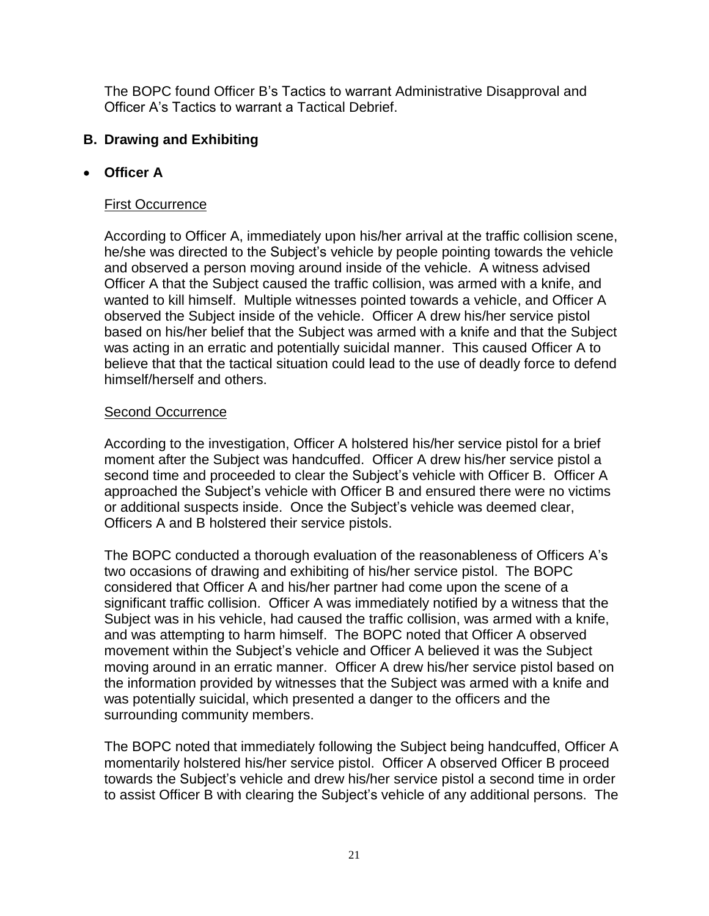The BOPC found Officer B's Tactics to warrant Administrative Disapproval and Officer A's Tactics to warrant a Tactical Debrief.

## B. Drawing and Exhibiting

- **Officer A**

First Occurrence

According to Officer A, immediately upon his/her arrival at the traffic collision scene, he/she was directed to the Subject's vehicle by people pointing towards the vehicle and observed a person moving around inside of the vehicle. A witness advised Officer A that the Subject caused the traffic collision, was armed with a knife, and wanted to kill himself. Multiple witnesses pointed towards a vehicle, and Officer A observed the Subject inside of the vehicle. Officer A drew his/her service pistol based on his/her belief that the Subject was armed with a knife and that the Subject was acting in an erratic and potentially suicidal manner. This caused Officer A to believe that that the tactical situation could lead to the use of deadly force to defend himself/herself and others.

Second Occurrence

According to the investigation, Officer A holstered his/her service pistol for a brief moment after the Subject was handcuffed. Officer A drew his/her service pistol a second time and proceeded to clear the Subject's vehicle with Officer B. Officer A approached the Subject's vehicle with Officer B and ensured there were no victims or additional suspects inside. Once the Subject's vehicle was deemed clear, Officers A and B holstered their service pistols.

The BOPC conducted a thorough evaluation of the reasonableness of Officers A's two occasions of drawing and exhibiting of his/her service pistol. The BOPC considered that Officer A and his/her partner had come upon the scene of a significant traffic collision. Officer A was immediately notified by a witness that the Subject was in his vehicle, had caused the traffic collision, was armed with a knife, and was attempting to harm himself. The BOPC noted that Officer A observed movement within the Subject's vehicle and Officer A believed it was the Subject moving around in an erratic manner. Officer A drew his/her service pistol based on the information provided by witnesses that the Subject was armed with a knife and was potentially suicidal, which presented a danger to the officers and the surrounding community members.

The BOPC noted that immediately following the Subject being handcuffed, Officer A momentarily holstered his/her service pistol. Officer A observed Officer B proceed towards the Subject's vehicle and drew his/her service pistol a second time in order to assist Officer B with clearing the Subject's vehicle of any additional persons. The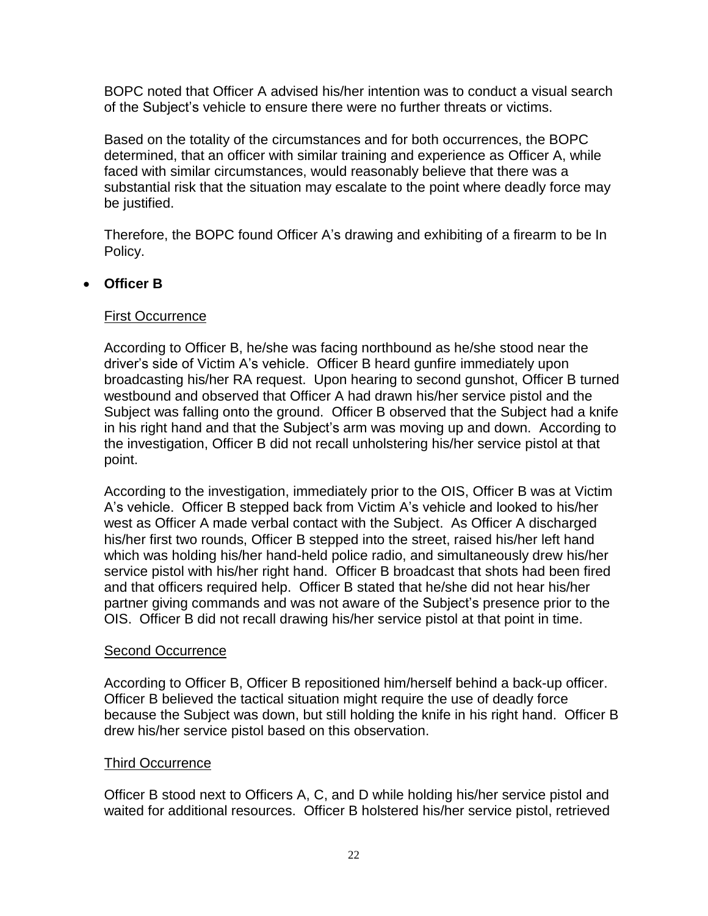BOPC noted that Officer A advised his/her intention was to conduct a visual search of the Subject's vehicle to ensure there were no further threats or victims.

Based on the totality of the circumstances and for both occurrences, the BOPC determined, that an officer with similar training and experience as Officer A, while faced with similar circumstances, would reasonably believe that there was a substantial risk that the situation may escalate to the point where deadly force may be justified.

Therefore, the BOPC found Officer A's drawing and exhibiting of a firearm to be In Policy.

- **Officer B**

First Occurrence

According to Officer B, he/she was facing northbound as he/she stood near the driver's side of Victim A's vehicle. Officer B heard gunfire immediately upon broadcasting his/her RA request. Upon hearing to second gunshot, Officer B turned westbound and observed that Officer A had drawn his/her service pistol and the Subject was falling onto the ground. Officer B observed that the Subject had a knife in his right hand and that the Subject's arm was moving up and down. According to the investigation, Officer B did not recall unholstering his/her service pistol at that point.

According to the investigation, immediately prior to the OIS, Officer B was at Victim A's vehicle. Officer B stepped back from Victim A's vehicle and looked to his/her west as Officer A made verbal contact with the Subject. As Officer A discharged his/her first two rounds, Officer B stepped into the street, raised his/her left hand which was holding his/her hand-held police radio, and simultaneously drew his/her service pistol with his/her right hand. Officer B broadcast that shots had been fired and that officers required help. Officer B stated that he/she did not hear his/her partner giving commands and was not aware of the Subject's presence prior to the OIS. Officer B did not recall drawing his/her service pistol at that point in time.

Second Occurrence

According to Officer B, Officer B repositioned him/herself behind a back-up officer. Officer B believed the tactical situation might require the use of deadly force because the Subject was down, but still holding the knife in his right hand. Officer B drew his/her service pistol based on this observation.

Third Occurrence

Officer B stood next to Officers A, C, and D while holding his/her service pistol and waited for additional resources. Officer B holstered his/her service pistol, retrieved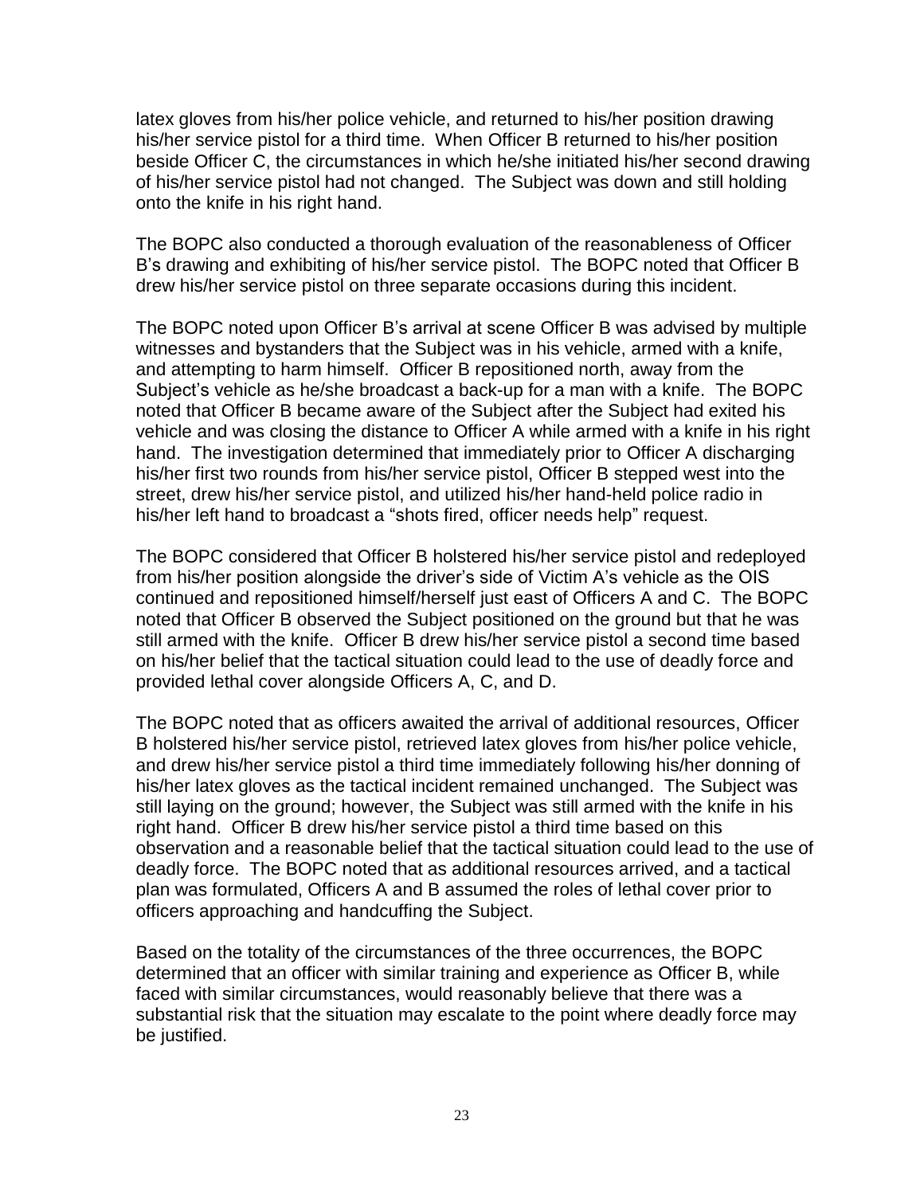latex gloves from his/her police vehicle, and returned to his/her position drawing his/her service pistol for a third time. When Officer B returned to his/her position beside Officer C, the circumstances in which he/she initiated his/her second drawing of his/her service pistol had not changed. The Subject was down and still holding onto the knife in his right hand.

The BOPC also conducted a thorough evaluation of the reasonableness of Officer B's drawing and exhibiting of his/her service pistol. The BOPC noted that Officer B drew his/her service pistol on three separate occasions during this incident.

The BOPC noted upon Officer B's arrival at scene Officer B was advised by multiple witnesses and bystanders that the Subject was in his vehicle, armed with a knife, and attempting to harm himself. Officer B repositioned north, away from the Subject's vehicle as he/she broadcast a back-up for a man with a knife. The BOPC noted that Officer B became aware of the Subject after the Subject had exited his vehicle and was closing the distance to Officer A while armed with a knife in his right hand. The investigation determined that immediately prior to Officer A discharging his/her first two rounds from his/her service pistol, Officer B stepped west into the street, drew his/her service pistol, and utilized his/her hand-held police radio in his/her left hand to broadcast a "shots fired, officer needs help" request.

The BOPC considered that Officer B holstered his/her service pistol and redeployed from his/her position alongside the driver's side of Victim A's vehicle as the OIS continued and repositioned himself/herself just east of Officers A and C. The BOPC noted that Officer B observed the Subject positioned on the ground but that he was still armed with the knife. Officer B drew his/her service pistol a second time based on his/her belief that the tactical situation could lead to the use of deadly force and provided lethal cover alongside Officers A, C, and D.

The BOPC noted that as officers awaited the arrival of additional resources, Officer B holstered his/her service pistol, retrieved latex gloves from his/her police vehicle, and drew his/her service pistol a third time immediately following his/her donning of his/her latex gloves as the tactical incident remained unchanged. The Subject was still laying on the ground; however, the Subject was still armed with the knife in his right hand. Officer B drew his/her service pistol a third time based on this observation and a reasonable belief that the tactical situation could lead to the use of deadly force. The BOPC noted that as additional resources arrived, and a tactical plan was formulated, Officers A and B assumed the roles of lethal cover prior to officers approaching and handcuffing the Subject.

Based on the totality of the circumstances of the three occurrences, the BOPC determined that an officer with similar training and experience as Officer B, while faced with similar circumstances, would reasonably believe that there was a substantial risk that the situation may escalate to the point where deadly force may be justified.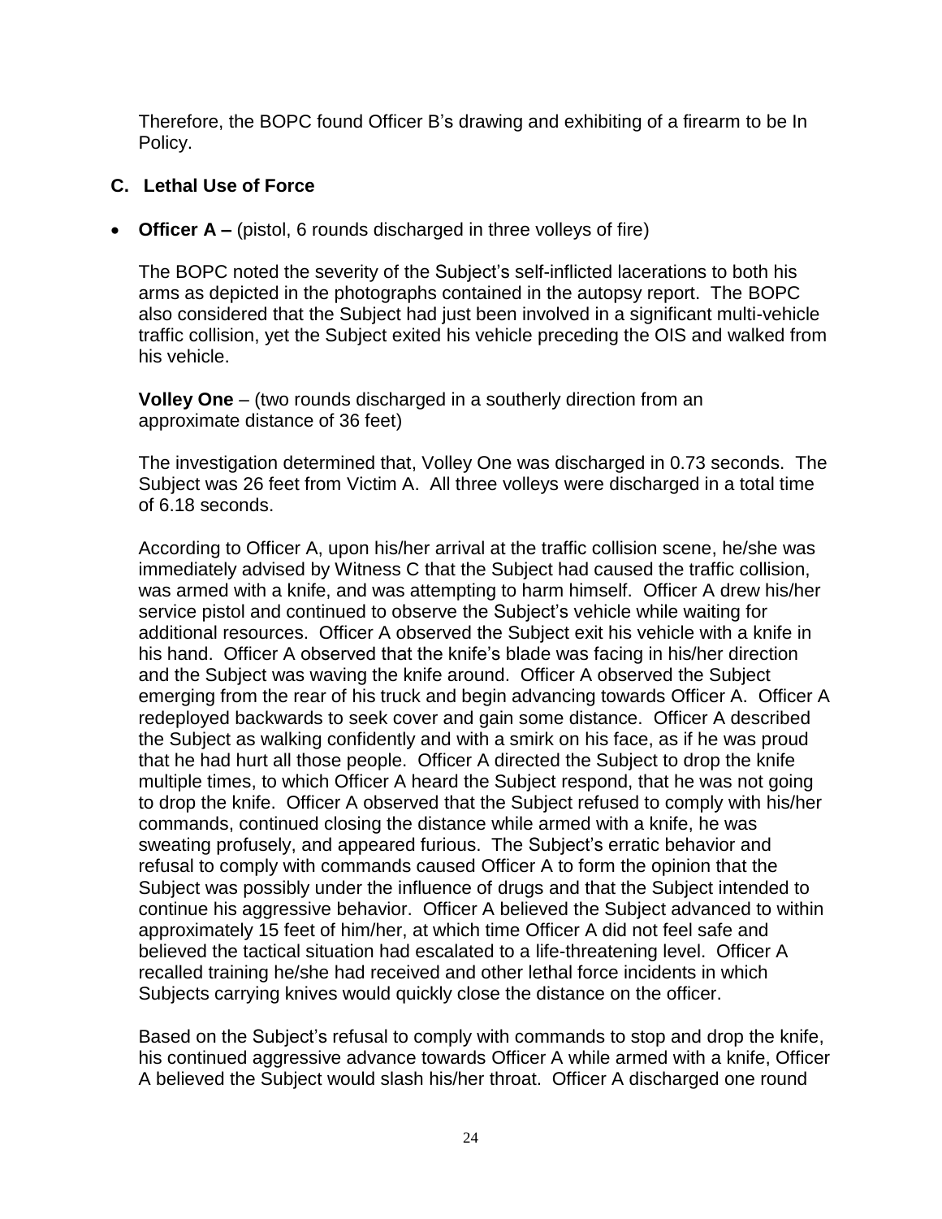Therefore, the BOPC found Officer B's drawing and exhibiting of a firearm to be In Policy.

## C. Lethal Use of Force

- **Officer A –** (pistol, 6 rounds discharged in three volleys of fire)

The BOPC noted the severity of the Subject's self-inflicted lacerations to both his arms as depicted in the photographs contained in the autopsy report. The BOPC also considered that the Subject had just been involved in a significant multi-vehicle traffic collision, yet the Subject exited his vehicle preceding the OIS and walked from his vehicle.

**Volley One** – (two rounds discharged in a southerly direction from an approximate distance of 36 feet)

The investigation determined that, Volley One was discharged in 0.73 seconds. The Subject was 26 feet from Victim A. All three volleys were discharged in a total time of 6.18 seconds.

According to Officer A, upon his/her arrival at the traffic collision scene, he/she was immediately advised by Witness C that the Subject had caused the traffic collision, was armed with a knife, and was attempting to harm himself. Officer A drew his/her service pistol and continued to observe the Subject's vehicle while waiting for additional resources. Officer A observed the Subject exit his vehicle with a knife in his hand. Officer A observed that the knife's blade was facing in his/her direction and the Subject was waving the knife around. Officer A observed the Subject emerging from the rear of his truck and begin advancing towards Officer A. Officer A redeployed backwards to seek cover and gain some distance. Officer A described the Subject as walking confidently and with a smirk on his face, as if he was proud that he had hurt all those people. Officer A directed the Subject to drop the knife multiple times, to which Officer A heard the Subject respond, that he was not going to drop the knife. Officer A observed that the Subject refused to comply with his/her commands, continued closing the distance while armed with a knife, he was sweating profusely, and appeared furious. The Subject's erratic behavior and refusal to comply with commands caused Officer A to form the opinion that the Subject was possibly under the influence of drugs and that the Subject intended to continue his aggressive behavior. Officer A believed the Subject advanced to within approximately 15 feet of him/her, at which time Officer A did not feel safe and believed the tactical situation had escalated to a life-threatening level. Officer A recalled training he/she had received and other lethal force incidents in which Subjects carrying knives would quickly close the distance on the officer.

Based on the Subject's refusal to comply with commands to stop and drop the knife, his continued aggressive advance towards Officer A while armed with a knife, Officer A believed the Subject would slash his/her throat. Officer A discharged one round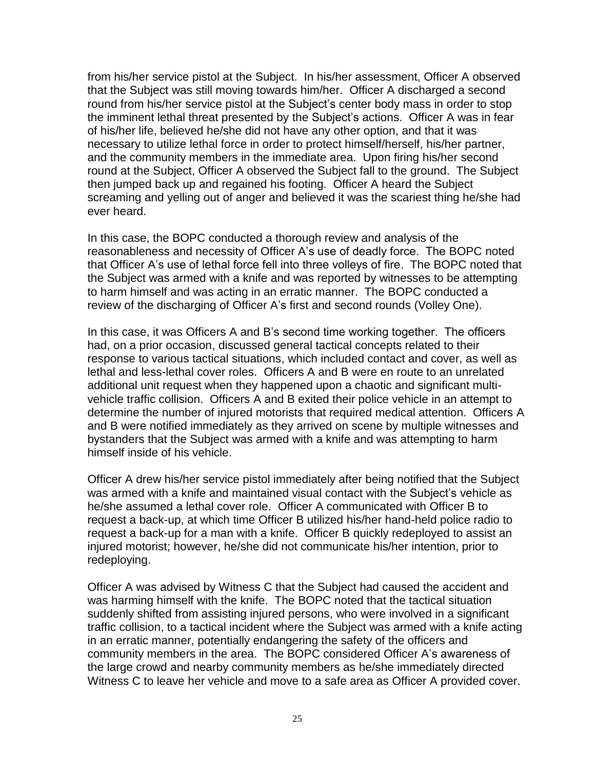from his/her service pistol at the Subject. In his/her assessment, Officer A observed that the Subject was still moving towards him/her. Officer A discharged a second round from his/her service pistol at the Subject's center body mass in order to stop the imminent lethal threat presented by the Subject's actions. Officer A was in fear of his/her life, believed he/she did not have any other option, and that it was necessary to utilize lethal force in order to protect himself/herself, his/her partner, and the community members in the immediate area. Upon firing his/her second round at the Subject, Officer A observed the Subject fall to the ground. The Subject then jumped back up and regained his footing. Officer A heard the Subject screaming and yelling out of anger and believed it was the scariest thing he/she had ever heard.

In this case, the BOPC conducted a thorough review and analysis of the reasonableness and necessity of Officer A's use of deadly force. The BOPC noted that Officer A's use of lethal force fell into three volleys of fire. The BOPC noted that the Subject was armed with a knife and was reported by witnesses to be attempting to harm himself and was acting in an erratic manner. The BOPC conducted a review of the discharging of Officer A's first and second rounds (Volley One).

In this case, it was Officers A and B's second time working together. The officers had, on a prior occasion, discussed general tactical concepts related to their response to various tactical situations, which included contact and cover, as well as lethal and less-lethal cover roles. Officers A and B were en route to an unrelated additional unit request when they happened upon a chaotic and significant multi-vehicle traffic collision. Officers A and B exited their police vehicle in an attempt to determine the number of injured motorists that required medical attention. Officers A and B were notified immediately as they arrived on scene by multiple witnesses and bystanders that the Subject was armed with a knife and was attempting to harm himself inside of his vehicle.

Officer A drew his/her service pistol immediately after being notified that the Subject was armed with a knife and maintained visual contact with the Subject's vehicle as he/she assumed a lethal cover role. Officer A communicated with Officer B to request a back-up, at which time Officer B utilized his/her hand-held police radio to request a back-up for a man with a knife. Officer B quickly redeployed to assist an injured motorist; however, he/she did not communicate his/her intention, prior to redeploying.

Officer A was advised by Witness C that the Subject had caused the accident and was harming himself with the knife. The BOPC noted that the tactical situation suddenly shifted from assisting injured persons, who were involved in a significant traffic collision, to a tactical incident where the Subject was armed with a knife acting in an erratic manner, potentially endangering the safety of the officers and community members in the area. The BOPC considered Officer A's awareness of the large crowd and nearby community members as he/she immediately directed Witness C to leave her vehicle and move to a safe area as Officer A provided cover.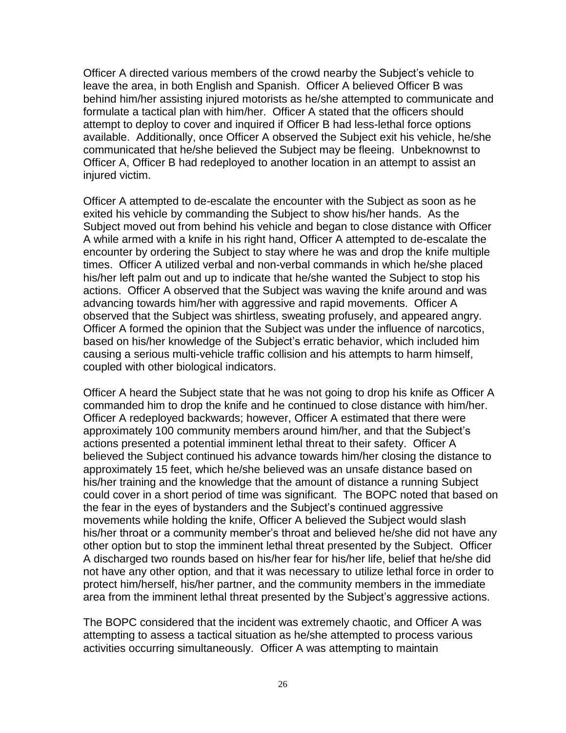Officer A directed various members of the crowd nearby the Subject's vehicle to leave the area, in both English and Spanish. Officer A believed Officer B was behind him/her assisting injured motorists as he/she attempted to communicate and formulate a tactical plan with him/her. Officer A stated that the officers should attempt to deploy to cover and inquired if Officer B had less-lethal force options available. Additionally, once Officer A observed the Subject exit his vehicle, he/she communicated that he/she believed the Subject may be fleeing. Unbeknownst to Officer A, Officer B had redeployed to another location in an attempt to assist an injured victim.

Officer A attempted to de-escalate the encounter with the Subject as soon as he exited his vehicle by commanding the Subject to show his/her hands. As the Subject moved out from behind his vehicle and began to close distance with Officer A while armed with a knife in his right hand, Officer A attempted to de-escalate the encounter by ordering the Subject to stay where he was and drop the knife multiple times. Officer A utilized verbal and non-verbal commands in which he/she placed his/her left palm out and up to indicate that he/she wanted the Subject to stop his actions. Officer A observed that the Subject was waving the knife around and was advancing towards him/her with aggressive and rapid movements. Officer A observed that the Subject was shirtless, sweating profusely, and appeared angry. Officer A formed the opinion that the Subject was under the influence of narcotics, based on his/her knowledge of the Subject's erratic behavior, which included him causing a serious multi-vehicle traffic collision and his attempts to harm himself, coupled with other biological indicators.

Officer A heard the Subject state that he was not going to drop his knife as Officer A commanded him to drop the knife and he continued to close distance with him/her. Officer A redeployed backwards; however, Officer A estimated that there were approximately 100 community members around him/her, and that the Subject's actions presented a potential imminent lethal threat to their safety. Officer A believed the Subject continued his advance towards him/her closing the distance to approximately 15 feet, which he/she believed was an unsafe distance based on his/her training and the knowledge that the amount of distance a running Subject could cover in a short period of time was significant. The BOPC noted that based on the fear in the eyes of bystanders and the Subject's continued aggressive movements while holding the knife, Officer A believed the Subject would slash his/her throat or a community member's throat and believed he/she did not have any other option but to stop the imminent lethal threat presented by the Subject. Officer A discharged two rounds based on his/her fear for his/her life, belief that he/she did not have any other option, and that it was necessary to utilize lethal force in order to protect him/herself, his/her partner, and the community members in the immediate area from the imminent lethal threat presented by the Subject's aggressive actions.

The BOPC considered that the incident was extremely chaotic, and Officer A was attempting to assess a tactical situation as he/she attempted to process various activities occurring simultaneously. Officer A was attempting to maintain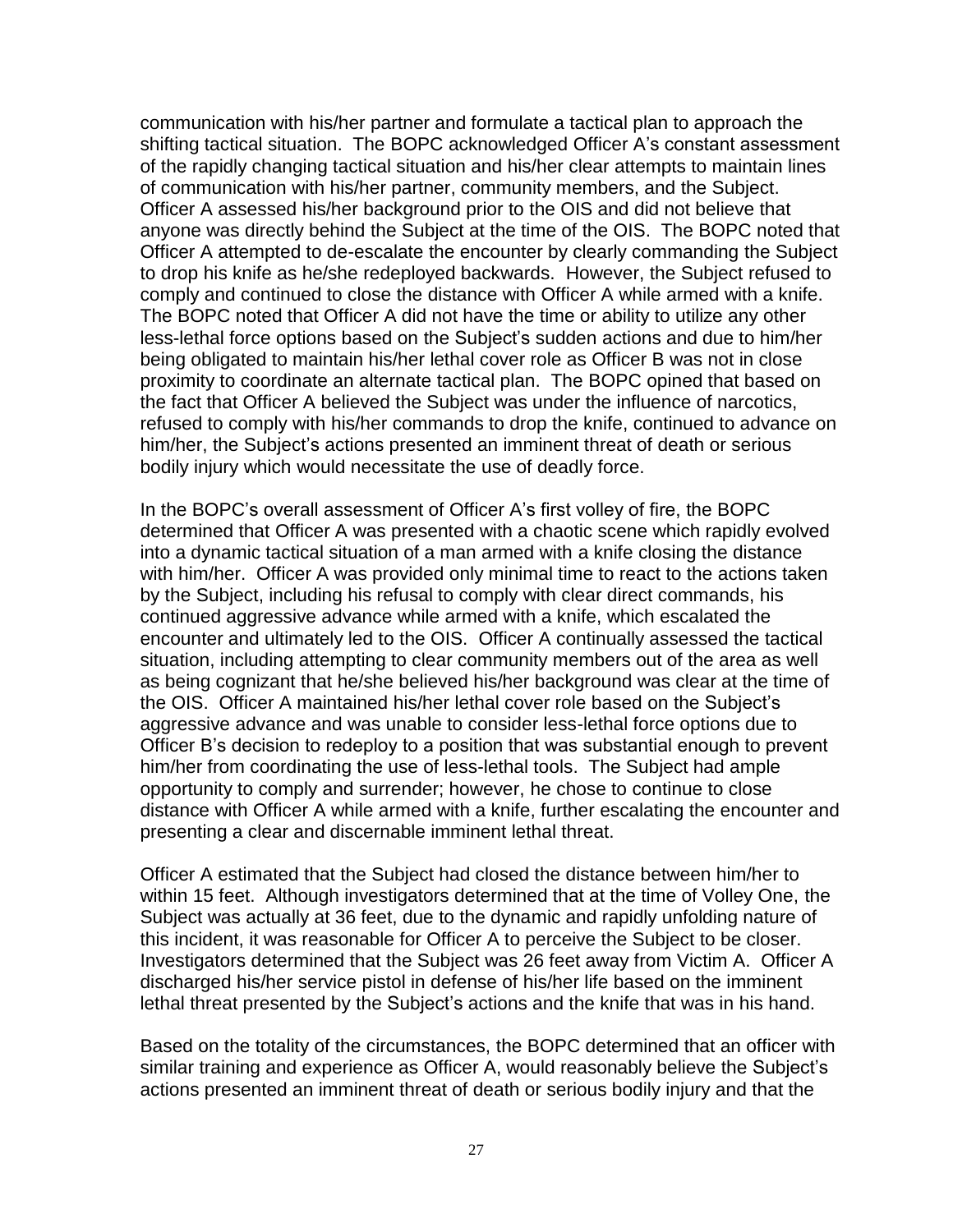communication with his/her partner and formulate a tactical plan to approach the shifting tactical situation. The BOPC acknowledged Officer A's constant assessment of the rapidly changing tactical situation and his/her clear attempts to maintain lines of communication with his/her partner, community members, and the Subject. Officer A assessed his/her background prior to the OIS and did not believe that anyone was directly behind the Subject at the time of the OIS. The BOPC noted that Officer A attempted to de-escalate the encounter by clearly commanding the Subject to drop his knife as he/she redeployed backwards. However, the Subject refused to comply and continued to close the distance with Officer A while armed with a knife. The BOPC noted that Officer A did not have the time or ability to utilize any other less-lethal force options based on the Subject's sudden actions and due to him/her being obligated to maintain his/her lethal cover role as Officer B was not in close proximity to coordinate an alternate tactical plan. The BOPC opined that based on the fact that Officer A believed the Subject was under the influence of narcotics, refused to comply with his/her commands to drop the knife, continued to advance on him/her, the Subject's actions presented an imminent threat of death or serious bodily injury which would necessitate the use of deadly force.

In the BOPC's overall assessment of Officer A's first volley of fire, the BOPC determined that Officer A was presented with a chaotic scene which rapidly evolved into a dynamic tactical situation of a man armed with a knife closing the distance with him/her. Officer A was provided only minimal time to react to the actions taken by the Subject, including his refusal to comply with clear direct commands, his continued aggressive advance while armed with a knife, which escalated the encounter and ultimately led to the OIS. Officer A continually assessed the tactical situation, including attempting to clear community members out of the area as well as being cognizant that he/she believed his/her background was clear at the time of the OIS. Officer A maintained his/her lethal cover role based on the Subject's aggressive advance and was unable to consider less-lethal force options due to Officer B's decision to redeploy to a position that was substantial enough to prevent him/her from coordinating the use of less-lethal tools. The Subject had ample opportunity to comply and surrender; however, he chose to continue to close distance with Officer A while armed with a knife, further escalating the encounter and presenting a clear and discernable imminent lethal threat.

Officer A estimated that the Subject had closed the distance between him/her to within 15 feet. Although investigators determined that at the time of Volley One, the Subject was actually at 36 feet, due to the dynamic and rapidly unfolding nature of this incident, it was reasonable for Officer A to perceive the Subject to be closer. Investigators determined that the Subject was 26 feet away from Victim A. Officer A discharged his/her service pistol in defense of his/her life based on the imminent lethal threat presented by the Subject's actions and the knife that was in his hand.

Based on the totality of the circumstances, the BOPC determined that an officer with similar training and experience as Officer A, would reasonably believe the Subject's actions presented an imminent threat of death or serious bodily injury and that the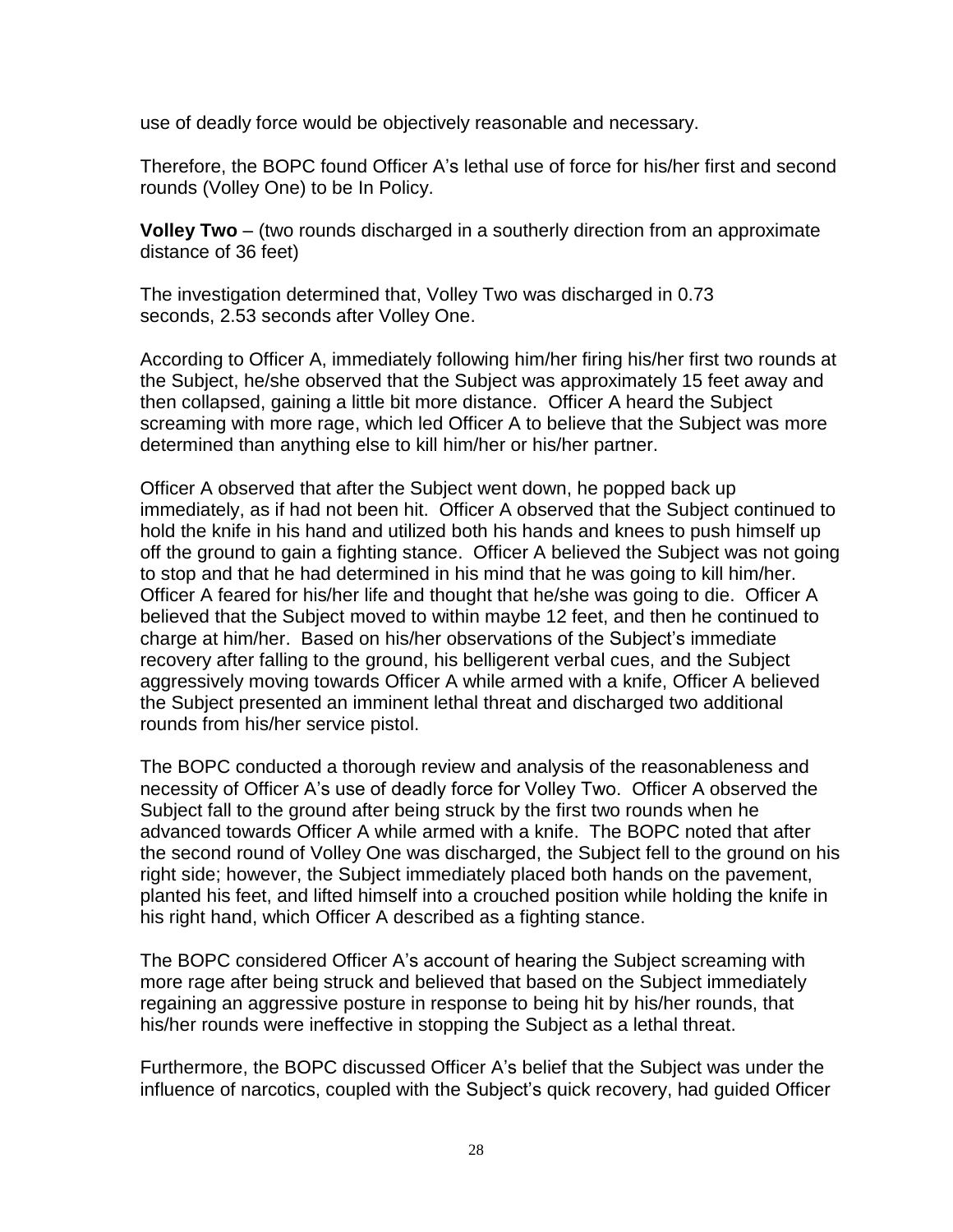use of deadly force would be objectively reasonable and necessary.

Therefore, the BOPC found Officer A's lethal use of force for his/her first and second rounds (Volley One) to be In Policy.

**Volley Two** – (two rounds discharged in a southerly direction from an approximate distance of 36 feet)

The investigation determined that, Volley Two was discharged in 0.73 seconds, 2.53 seconds after Volley One.

According to Officer A, immediately following him/her firing his/her first two rounds at the Subject, he/she observed that the Subject was approximately 15 feet away and then collapsed, gaining a little bit more distance. Officer A heard the Subject screaming with more rage, which led Officer A to believe that the Subject was more determined than anything else to kill him/her or his/her partner.

Officer A observed that after the Subject went down, he popped back up immediately, as if had not been hit. Officer A observed that the Subject continued to hold the knife in his hand and utilized both his hands and knees to push himself up off the ground to gain a fighting stance. Officer A believed the Subject was not going to stop and that he had determined in his mind that he was going to kill him/her. Officer A feared for his/her life and thought that he/she was going to die. Officer A believed that the Subject moved to within maybe 12 feet, and then he continued to charge at him/her. Based on his/her observations of the Subject's immediate recovery after falling to the ground, his belligerent verbal cues, and the Subject aggressively moving towards Officer A while armed with a knife, Officer A believed the Subject presented an imminent lethal threat and discharged two additional rounds from his/her service pistol.

The BOPC conducted a thorough review and analysis of the reasonableness and necessity of Officer A's use of deadly force for Volley Two. Officer A observed the Subject fall to the ground after being struck by the first two rounds when he advanced towards Officer A while armed with a knife. The BOPC noted that after the second round of Volley One was discharged, the Subject fell to the ground on his right side; however, the Subject immediately placed both hands on the pavement, planted his feet, and lifted himself into a crouched position while holding the knife in his right hand, which Officer A described as a fighting stance.

The BOPC considered Officer A's account of hearing the Subject screaming with more rage after being struck and believed that based on the Subject immediately regaining an aggressive posture in response to being hit by his/her rounds, that his/her rounds were ineffective in stopping the Subject as a lethal threat.

Furthermore, the BOPC discussed Officer A's belief that the Subject was under the influence of narcotics, coupled with the Subject's quick recovery, had guided Officer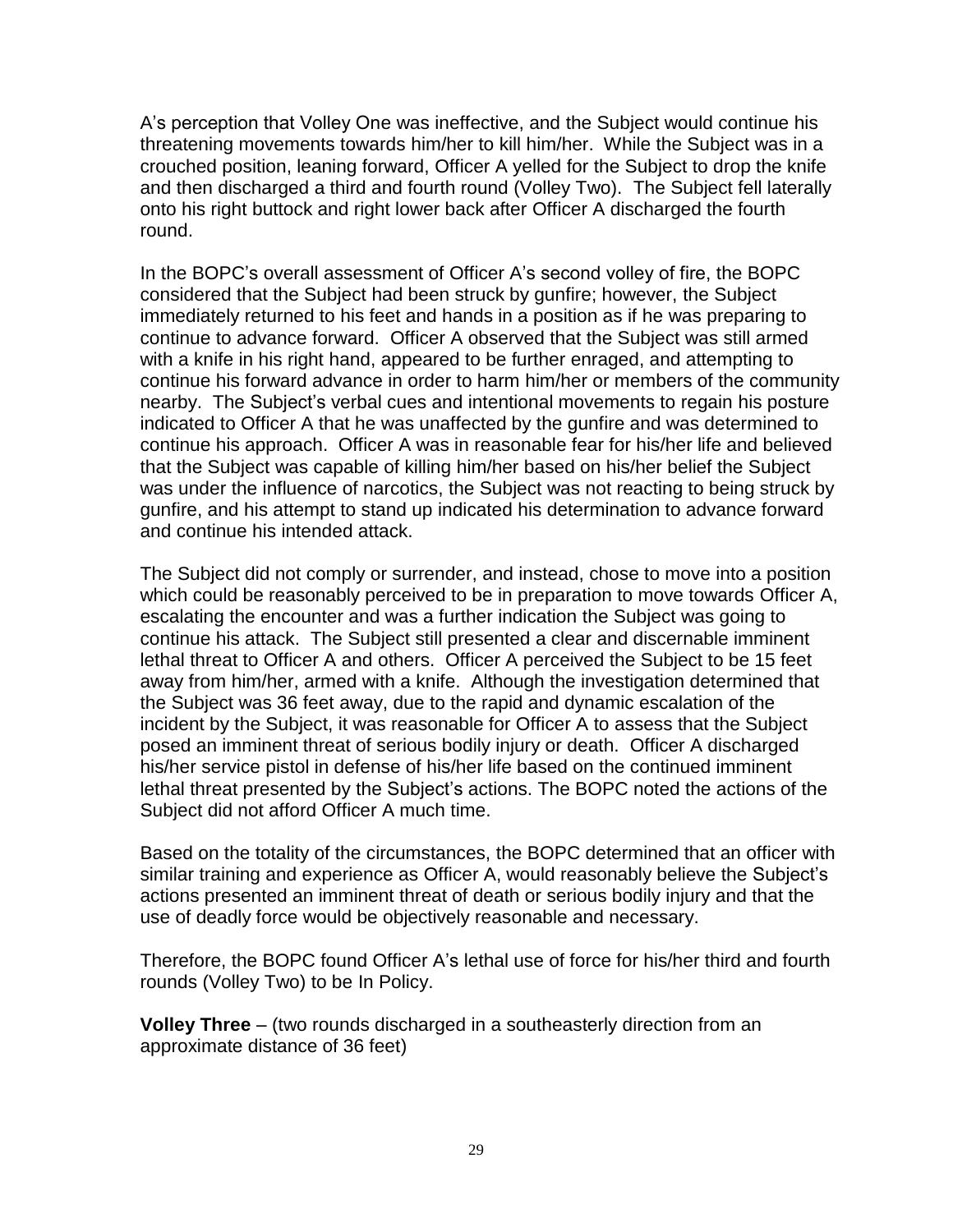A's perception that Volley One was ineffective, and the Subject would continue his threatening movements towards him/her to kill him/her. While the Subject was in a crouched position, leaning forward, Officer A yelled for the Subject to drop the knife and then discharged a third and fourth round (Volley Two). The Subject fell laterally onto his right buttock and right lower back after Officer A discharged the fourth round.

In the BOPC's overall assessment of Officer A's second volley of fire, the BOPC considered that the Subject had been struck by gunfire; however, the Subject immediately returned to his feet and hands in a position as if he was preparing to continue to advance forward. Officer A observed that the Subject was still armed with a knife in his right hand, appeared to be further enraged, and attempting to continue his forward advance in order to harm him/her or members of the community nearby. The Subject's verbal cues and intentional movements to regain his posture indicated to Officer A that he was unaffected by the gunfire and was determined to continue his approach. Officer A was in reasonable fear for his/her life and believed that the Subject was capable of killing him/her based on his/her belief the Subject was under the influence of narcotics, the Subject was not reacting to being struck by gunfire, and his attempt to stand up indicated his determination to advance forward and continue his intended attack.

The Subject did not comply or surrender, and instead, chose to move into a position which could be reasonably perceived to be in preparation to move towards Officer A, escalating the encounter and was a further indication the Subject was going to continue his attack. The Subject still presented a clear and discernable imminent lethal threat to Officer A and others. Officer A perceived the Subject to be 15 feet away from him/her, armed with a knife. Although the investigation determined that the Subject was 36 feet away, due to the rapid and dynamic escalation of the incident by the Subject, it was reasonable for Officer A to assess that the Subject posed an imminent threat of serious bodily injury or death. Officer A discharged his/her service pistol in defense of his/her life based on the continued imminent lethal threat presented by the Subject's actions. The BOPC noted the actions of the Subject did not afford Officer A much time.

Based on the totality of the circumstances, the BOPC determined that an officer with similar training and experience as Officer A, would reasonably believe the Subject's actions presented an imminent threat of death or serious bodily injury and that the use of deadly force would be objectively reasonable and necessary.

Therefore, the BOPC found Officer A's lethal use of force for his/her third and fourth rounds (Volley Two) to be In Policy.

**Volley Three** – (two rounds discharged in a southeasterly direction from an approximate distance of 36 feet)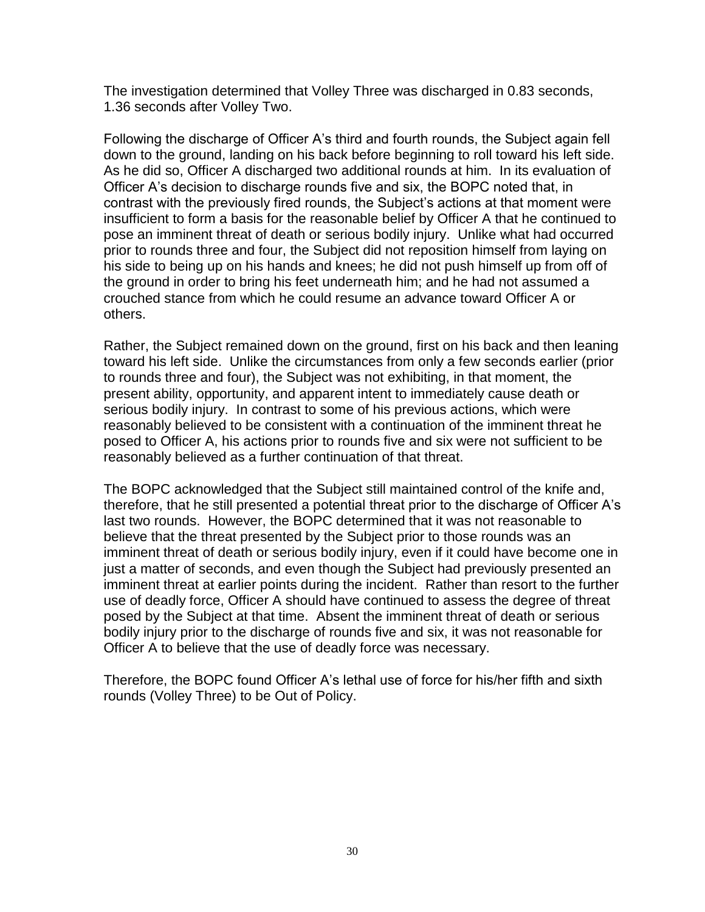The investigation determined that Volley Three was discharged in 0.83 seconds, 1.36 seconds after Volley Two.

Following the discharge of Officer A's third and fourth rounds, the Subject again fell down to the ground, landing on his back before beginning to roll toward his left side. As he did so, Officer A discharged two additional rounds at him. In its evaluation of Officer A's decision to discharge rounds five and six, the BOPC noted that, in contrast with the previously fired rounds, the Subject's actions at that moment were insufficient to form a basis for the reasonable belief by Officer A that he continued to pose an imminent threat of death or serious bodily injury. Unlike what had occurred prior to rounds three and four, the Subject did not reposition himself from laying on his side to being up on his hands and knees; he did not push himself up from off of the ground in order to bring his feet underneath him; and he had not assumed a crouched stance from which he could resume an advance toward Officer A or others.

Rather, the Subject remained down on the ground, first on his back and then leaning toward his left side. Unlike the circumstances from only a few seconds earlier (prior to rounds three and four), the Subject was not exhibiting, in that moment, the present ability, opportunity, and apparent intent to immediately cause death or serious bodily injury. In contrast to some of his previous actions, which were reasonably believed to be consistent with a continuation of the imminent threat he posed to Officer A, his actions prior to rounds five and six were not sufficient to be reasonably believed as a further continuation of that threat.

The BOPC acknowledged that the Subject still maintained control of the knife and, therefore, that he still presented a potential threat prior to the discharge of Officer A's last two rounds. However, the BOPC determined that it was not reasonable to believe that the threat presented by the Subject prior to those rounds was an imminent threat of death or serious bodily injury, even if it could have become one in just a matter of seconds, and even though the Subject had previously presented an imminent threat at earlier points during the incident. Rather than resort to the further use of deadly force, Officer A should have continued to assess the degree of threat posed by the Subject at that time. Absent the imminent threat of death or serious bodily injury prior to the discharge of rounds five and six, it was not reasonable for Officer A to believe that the use of deadly force was necessary.

Therefore, the BOPC found Officer A's lethal use of force for his/her fifth and sixth rounds (Volley Three) to be Out of Policy.